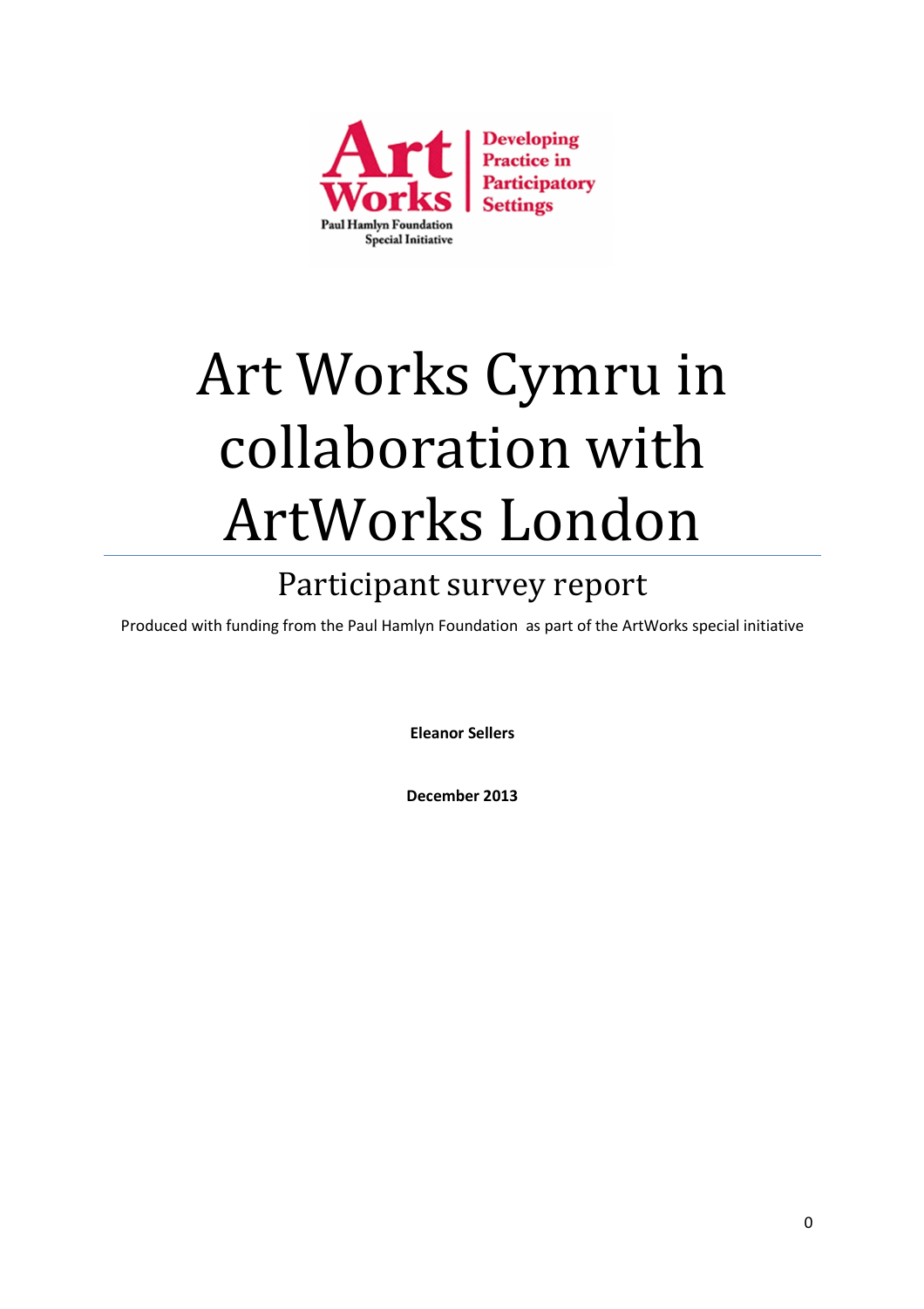# Art Works Cymru in collaboration with ArtWorks London

## Participant survey report

Produced with funding from the Paul Hamlyn Foundation as part of the ArtWorks special initiative

**Eleanor Sellers**

**December 2013**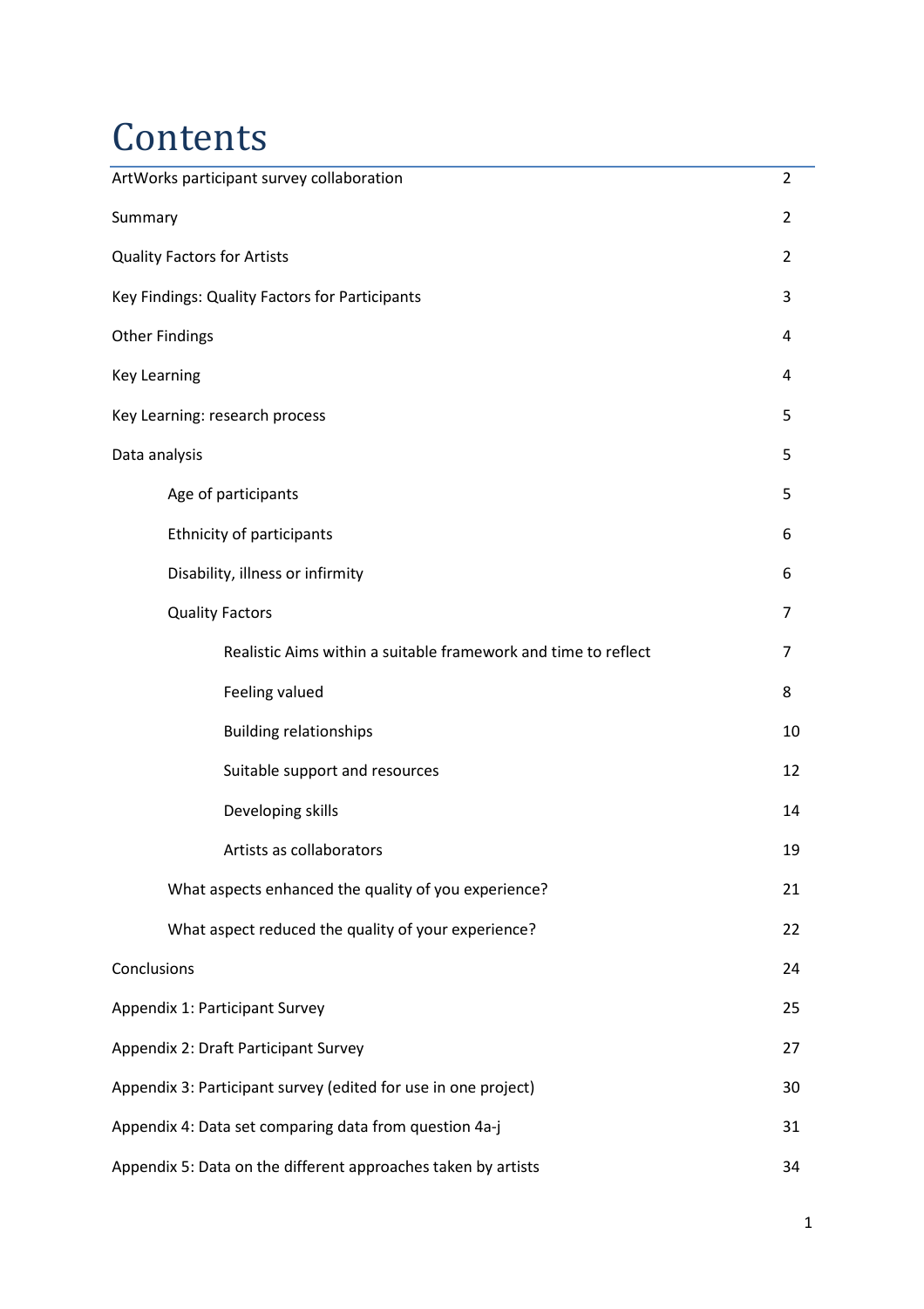# Contents

| | |
|---|---|
| ArtWorks participant survey collaboration | 2 |
| Summary | 2 |
| Quality Factors for Artists | 2 |
| Key Findings: Quality Factors for Participants | 3 |
| Other Findings | 4 |
| Key Learning | 4 |
| Key Learning: research process | 5 |
| Data analysis | 5 |
| Age of participants | 5 |
| Ethnicity of participants | 6 |
| Disability, illness or infirmity | 6 |
| Quality Factors | 7 |
| Realistic Aims within a suitable framework and time to reflect | 7 |
| Feeling valued | 8 |
| Building relationships | 10 |
| Suitable support and resources | 12 |
| Developing skills | 14 |
| Artists as collaborators | 19 |
| What aspects enhanced the quality of you experience? | 21 |
| What aspect reduced the quality of your experience? | 22 |
| Conclusions | 24 |
| Appendix 1: Participant Survey | 25 |
| Appendix 2: Draft Participant Survey | 27 |
| Appendix 3: Participant survey (edited for use in one project) | 30 |
| Appendix 4: Data set comparing data from question 4a-j | 31 |
| Appendix 5: Data on the different approaches taken by artists | 34 |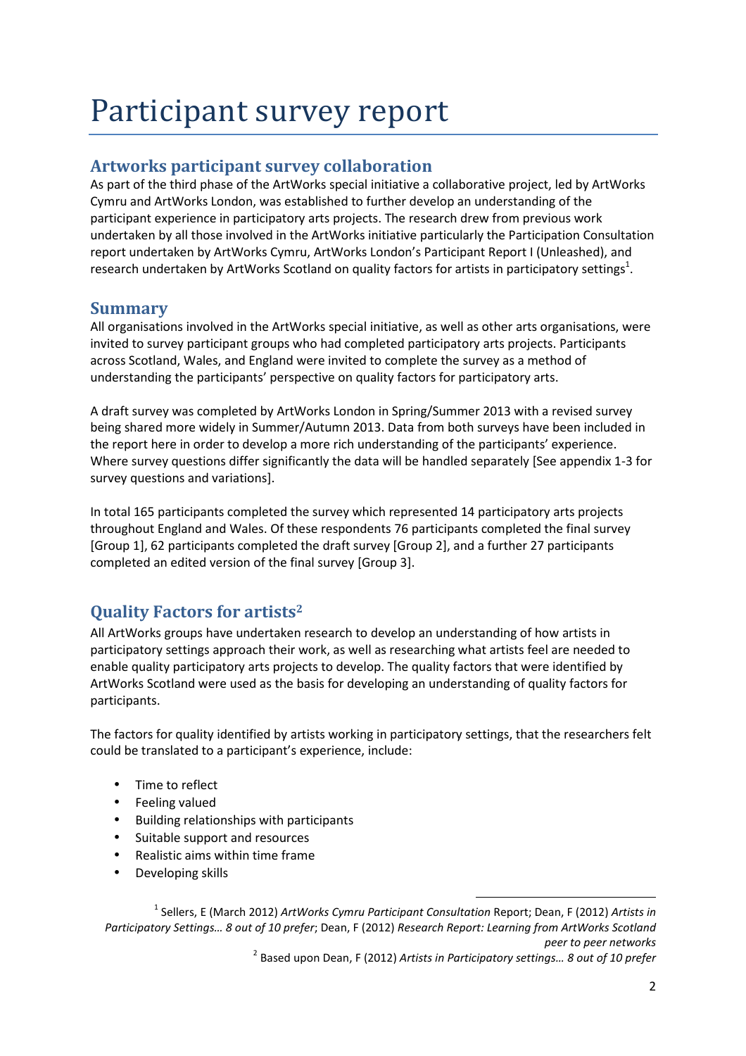# Participant survey report

## Artworks participant survey collaboration

As part of the third phase of the ArtWorks special initiative a collaborative project, led by ArtWorks Cymru and ArtWorks London, was established to further develop an understanding of the participant experience in participatory arts projects. The research drew from previous work undertaken by all those involved in the ArtWorks initiative particularly the Participation Consultation report undertaken by ArtWorks Cymru, ArtWorks London's Participant Report I (Unleashed), and research undertaken by ArtWorks Scotland on quality factors for artists in participatory settings[1].

## Summary

All organisations involved in the ArtWorks special initiative, as well as other arts organisations, were invited to survey participant groups who had completed participatory arts projects. Participants across Scotland, Wales, and England were invited to complete the survey as a method of understanding the participants' perspective on quality factors for participatory arts.

A draft survey was completed by ArtWorks London in Spring/Summer 2013 with a revised survey being shared more widely in Summer/Autumn 2013. Data from both surveys have been included in the report here in order to develop a more rich understanding of the participants' experience. Where survey questions differ significantly the data will be handled separately [See appendix 1-3 for survey questions and variations].

In total 165 participants completed the survey which represented 14 participatory arts projects throughout England and Wales. Of these respondents 76 participants completed the final survey [Group 1], 62 participants completed the draft survey [Group 2], and a further 27 participants completed an edited version of the final survey [Group 3].

## Quality Factors for artists[2]

All ArtWorks groups have undertaken research to develop an understanding of how artists in participatory settings approach their work, as well as researching what artists feel are needed to enable quality participatory arts projects to develop. The quality factors that were identified by ArtWorks Scotland were used as the basis for developing an understanding of quality factors for participants.

The factors for quality identified by artists working in participatory settings, that the researchers felt could be translated to a participant's experience, include:

- Time to reflect
- Feeling valued
- Building relationships with participants
- Suitable support and resources
- Realistic aims within time frame
- Developing skills

---

[1] Sellers, E (March 2012) *ArtWorks Cymru Participant Consultation* Report; Dean, F (2012) *Artists in Participatory Settings… 8 out of 10 prefer*; Dean, F (2012) *Research Report: Learning from ArtWorks Scotland peer to peer networks*

[2] Based upon Dean, F (2012) *Artists in Participatory settings… 8 out of 10 prefer*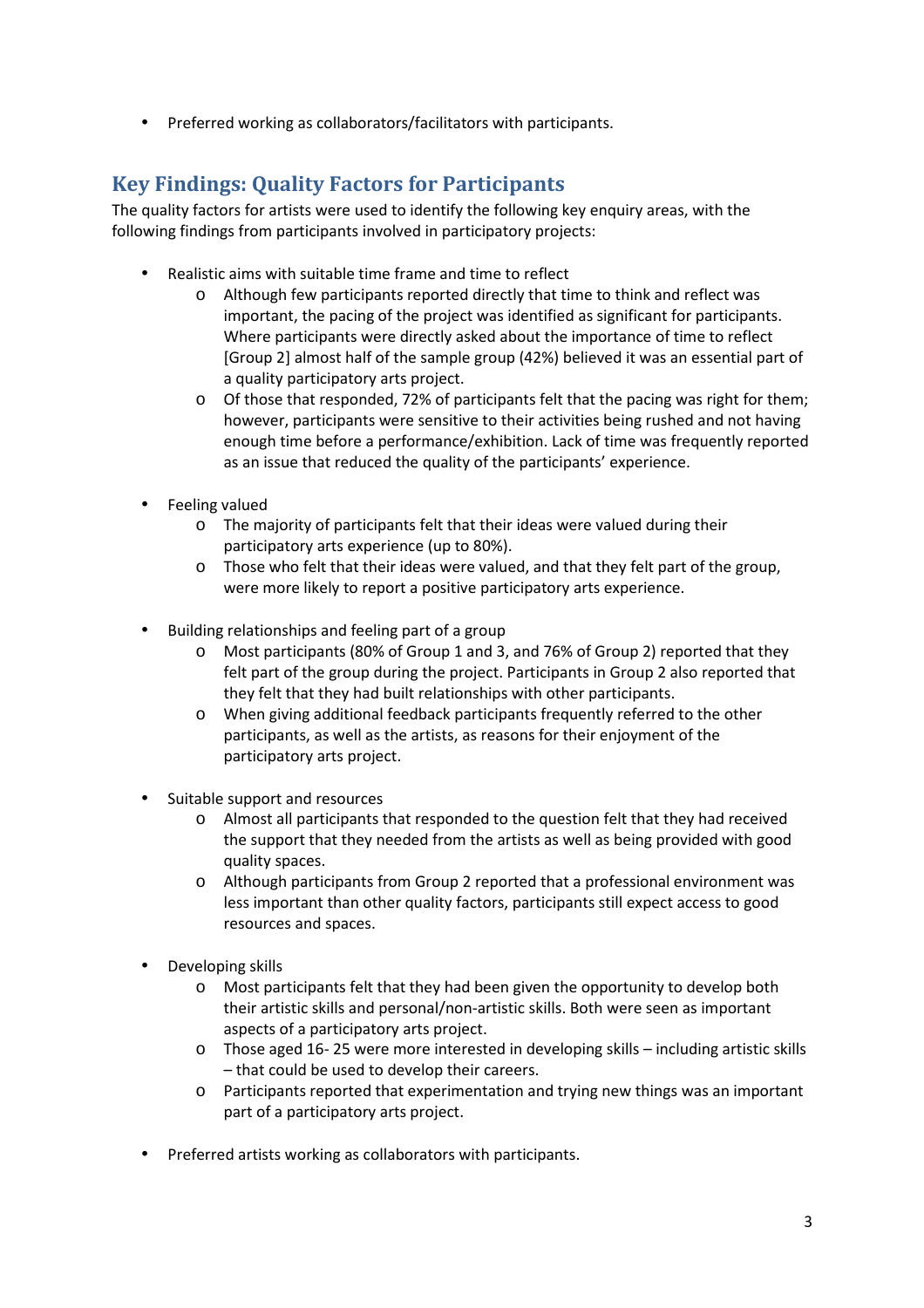- Preferred working as collaborators/facilitators with participants.

## Key Findings: Quality Factors for Participants

The quality factors for artists were used to identify the following key enquiry areas, with the following findings from participants involved in participatory projects:

- Realistic aims with suitable time frame and time to reflect
  - Although few participants reported directly that time to think and reflect was important, the pacing of the project was identified as significant for participants. Where participants were directly asked about the importance of time to reflect [Group 2] almost half of the sample group (42%) believed it was an essential part of a quality participatory arts project.
  - Of those that responded, 72% of participants felt that the pacing was right for them; however, participants were sensitive to their activities being rushed and not having enough time before a performance/exhibition. Lack of time was frequently reported as an issue that reduced the quality of the participants' experience.

- Feeling valued
  - The majority of participants felt that their ideas were valued during their participatory arts experience (up to 80%).
  - Those who felt that their ideas were valued, and that they felt part of the group, were more likely to report a positive participatory arts experience.

- Building relationships and feeling part of a group
  - Most participants (80% of Group 1 and 3, and 76% of Group 2) reported that they felt part of the group during the project. Participants in Group 2 also reported that they felt that they had built relationships with other participants.
  - When giving additional feedback participants frequently referred to the other participants, as well as the artists, as reasons for their enjoyment of the participatory arts project.

- Suitable support and resources
  - Almost all participants that responded to the question felt that they had received the support that they needed from the artists as well as being provided with good quality spaces.
  - Although participants from Group 2 reported that a professional environment was less important than other quality factors, participants still expect access to good resources and spaces.

- Developing skills
  - Most participants felt that they had been given the opportunity to develop both their artistic skills and personal/non-artistic skills. Both were seen as important aspects of a participatory arts project.
  - Those aged 16- 25 were more interested in developing skills – including artistic skills – that could be used to develop their careers.
  - Participants reported that experimentation and trying new things was an important part of a participatory arts project.

- Preferred artists working as collaborators with participants.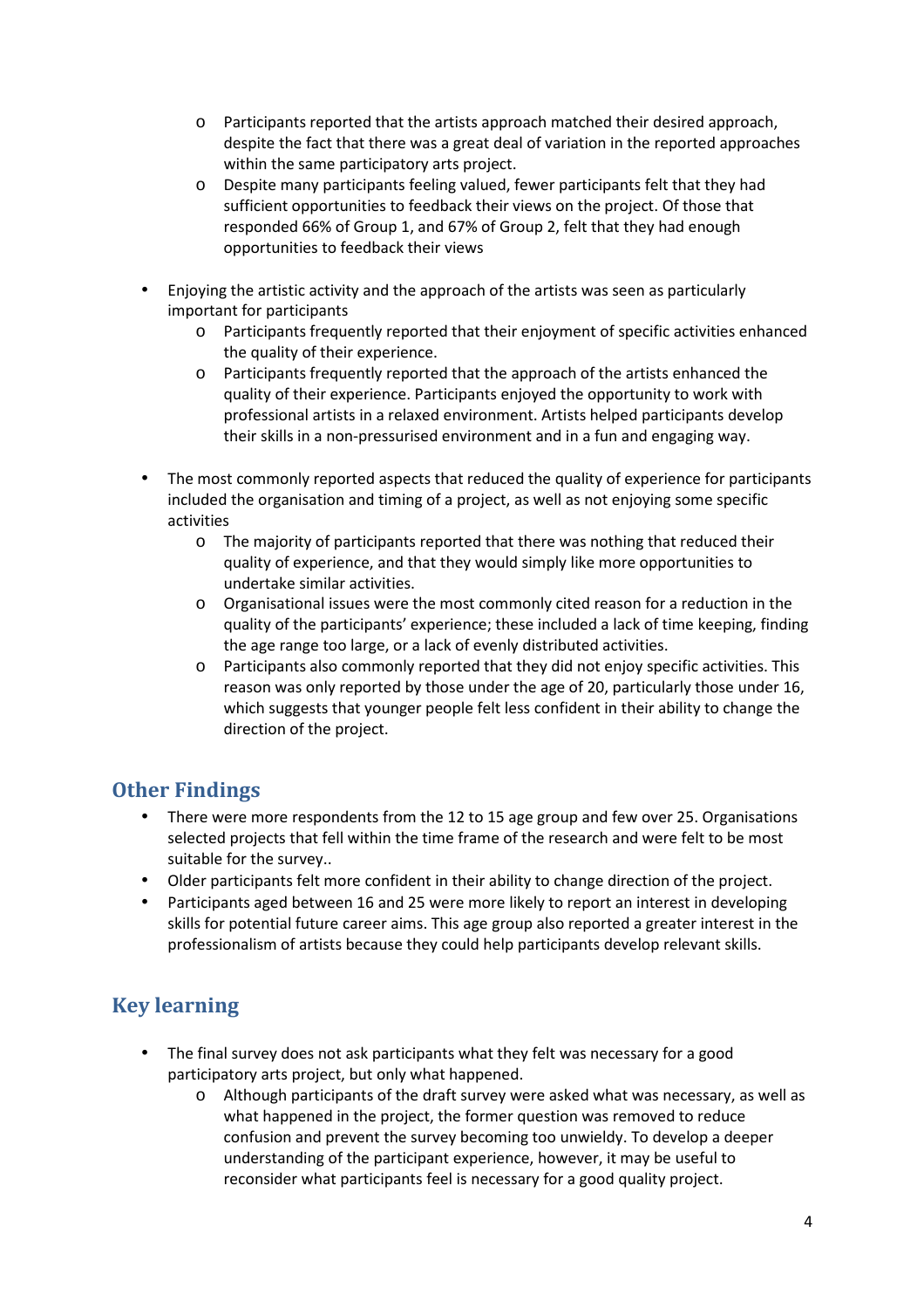- Participants reported that the artists approach matched their desired approach, despite the fact that there was a great deal of variation in the reported approaches within the same participatory arts project.
  - Despite many participants feeling valued, fewer participants felt that they had sufficient opportunities to feedback their views on the project. Of those that responded 66% of Group 1, and 67% of Group 2, felt that they had enough opportunities to feedback their views

- Enjoying the artistic activity and the approach of the artists was seen as particularly important for participants
  - Participants frequently reported that their enjoyment of specific activities enhanced the quality of their experience.
  - Participants frequently reported that the approach of the artists enhanced the quality of their experience. Participants enjoyed the opportunity to work with professional artists in a relaxed environment. Artists helped participants develop their skills in a non-pressurised environment and in a fun and engaging way.

- The most commonly reported aspects that reduced the quality of experience for participants included the organisation and timing of a project, as well as not enjoying some specific activities
  - The majority of participants reported that there was nothing that reduced their quality of experience, and that they would simply like more opportunities to undertake similar activities.
  - Organisational issues were the most commonly cited reason for a reduction in the quality of the participants' experience; these included a lack of time keeping, finding the age range too large, or a lack of evenly distributed activities.
  - Participants also commonly reported that they did not enjoy specific activities. This reason was only reported by those under the age of 20, particularly those under 16, which suggests that younger people felt less confident in their ability to change the direction of the project.

## Other Findings

- There were more respondents from the 12 to 15 age group and few over 25. Organisations selected projects that fell within the time frame of the research and were felt to be most suitable for the survey..
- Older participants felt more confident in their ability to change direction of the project.
- Participants aged between 16 and 25 were more likely to report an interest in developing skills for potential future career aims. This age group also reported a greater interest in the professionalism of artists because they could help participants develop relevant skills.

## Key learning

- The final survey does not ask participants what they felt was necessary for a good participatory arts project, but only what happened.
  - Although participants of the draft survey were asked what was necessary, as well as what happened in the project, the former question was removed to reduce confusion and prevent the survey becoming too unwieldy. To develop a deeper understanding of the participant experience, however, it may be useful to reconsider what participants feel is necessary for a good quality project.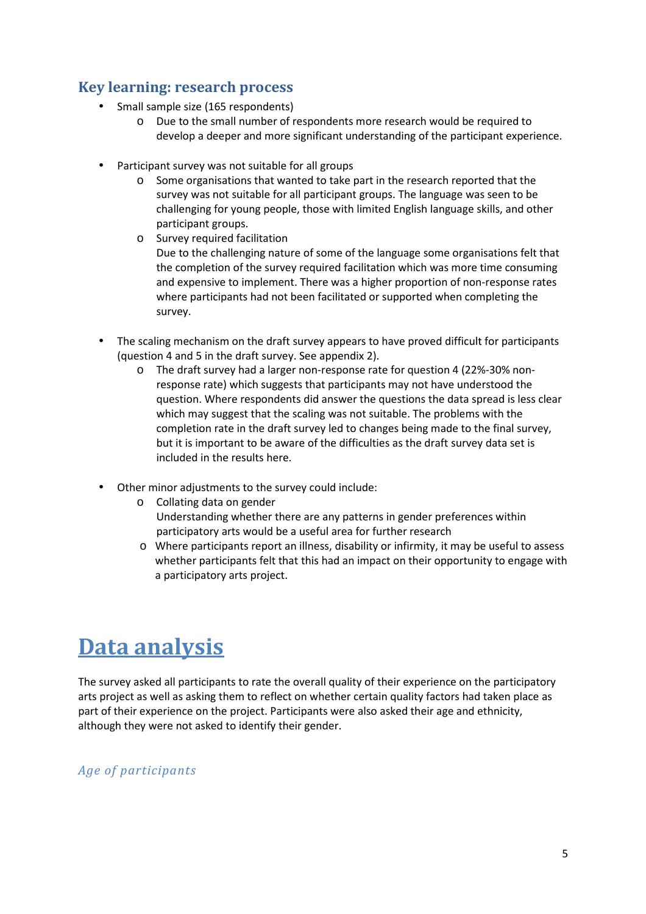## Key learning: research process

- Small sample size (165 respondents)
    - Due to the small number of respondents more research would be required to develop a deeper and more significant understanding of the participant experience.

- Participant survey was not suitable for all groups
    - Some organisations that wanted to take part in the research reported that the survey was not suitable for all participant groups. The language was seen to be challenging for young people, those with limited English language skills, and other participant groups.
    - Survey required facilitation
      Due to the challenging nature of some of the language some organisations felt that the completion of the survey required facilitation which was more time consuming and expensive to implement. There was a higher proportion of non-response rates where participants had not been facilitated or supported when completing the survey.

- The scaling mechanism on the draft survey appears to have proved difficult for participants (question 4 and 5 in the draft survey. See appendix 2).
    - The draft survey had a larger non-response rate for question 4 (22%-30% non-response rate) which suggests that participants may not have understood the question. Where respondents did answer the questions the data spread is less clear which may suggest that the scaling was not suitable. The problems with the completion rate in the draft survey led to changes being made to the final survey, but it is important to be aware of the difficulties as the draft survey data set is included in the results here.

- Other minor adjustments to the survey could include:
    - Collating data on gender
      Understanding whether there are any patterns in gender preferences within participatory arts would be a useful area for further research
    - Where participants report an illness, disability or infirmity, it may be useful to assess whether participants felt that this had an impact on their opportunity to engage with a participatory arts project.

# Data analysis

The survey asked all participants to rate the overall quality of their experience on the participatory arts project as well as asking them to reflect on whether certain quality factors had taken place as part of their experience on the project. Participants were also asked their age and ethnicity, although they were not asked to identify their gender.

### *Age of participants*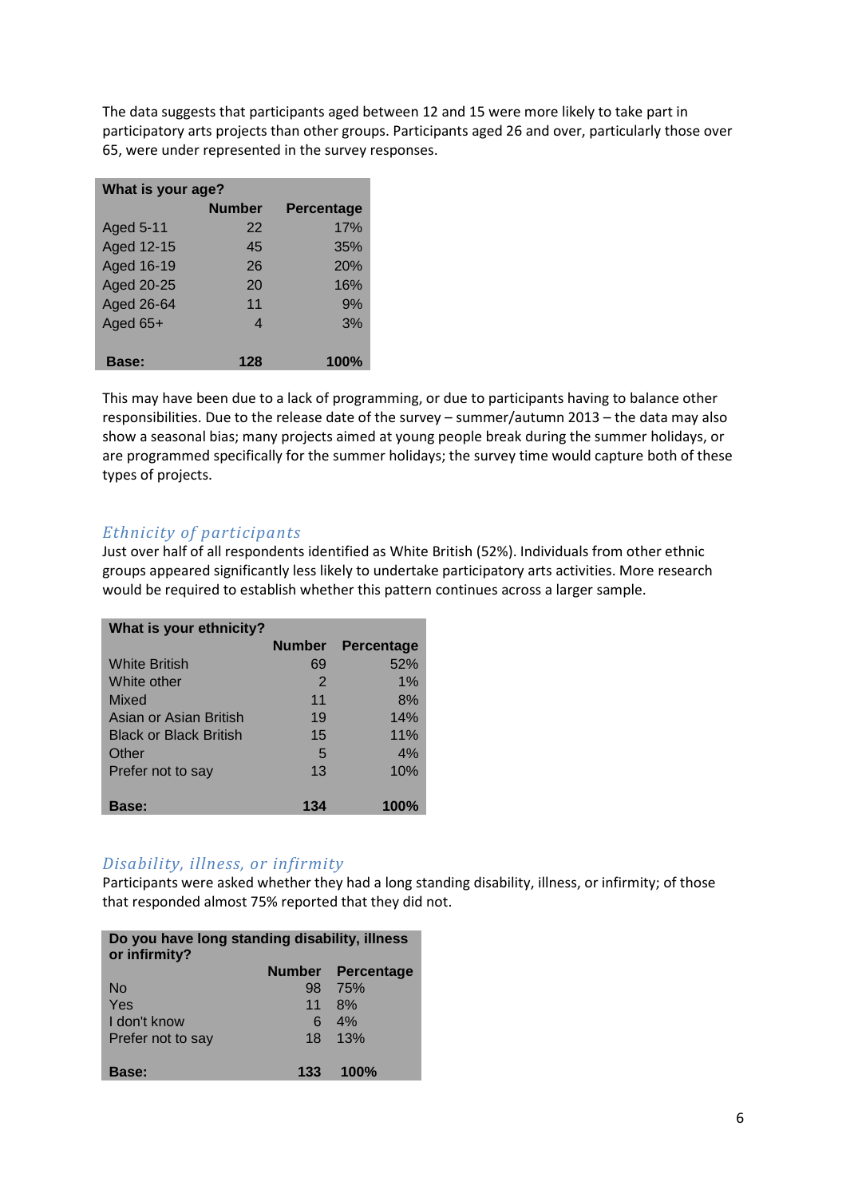The data suggests that participants aged between 12 and 15 were more likely to take part in participatory arts projects than other groups. Participants aged 26 and over, particularly those over 65, were under represented in the survey responses.

| What is your age? | | |
|---|---|---|
| | Number | Percentage |
| Aged 5-11 | 22 | 17% |
| Aged 12-15 | 45 | 35% |
| Aged 16-19 | 26 | 20% |
| Aged 20-25 | 20 | 16% |
| Aged 26-64 | 11 | 9% |
| Aged 65+ | 4 | 3% |
| **Base:** | **128** | **100%** |

This may have been due to a lack of programming, or due to participants having to balance other responsibilities. Due to the release date of the survey – summer/autumn 2013 – the data may also show a seasonal bias; many projects aimed at young people break during the summer holidays, or are programmed specifically for the summer holidays; the survey time would capture both of these types of projects.

### *Ethnicity of participants*

Just over half of all respondents identified as White British (52%). Individuals from other ethnic groups appeared significantly less likely to undertake participatory arts activities. More research would be required to establish whether this pattern continues across a larger sample.

| What is your ethnicity? | | |
|---|---|---|
| | Number | Percentage |
| White British | 69 | 52% |
| White other | 2 | 1% |
| Mixed | 11 | 8% |
| Asian or Asian British | 19 | 14% |
| Black or Black British | 15 | 11% |
| Other | 5 | 4% |
| Prefer not to say | 13 | 10% |
| **Base:** | **134** | **100%** |

### *Disability, illness, or infirmity*

Participants were asked whether they had a long standing disability, illness, or infirmity; of those that responded almost 75% reported that they did not.

| Do you have long standing disability, illness or infirmity? | | |
|---|---|---|
| | Number | Percentage |
| No | 98 | 75% |
| Yes | 11 | 8% |
| I don't know | 6 | 4% |
| Prefer not to say | 18 | 13% |
| **Base:** | **133** | **100%** |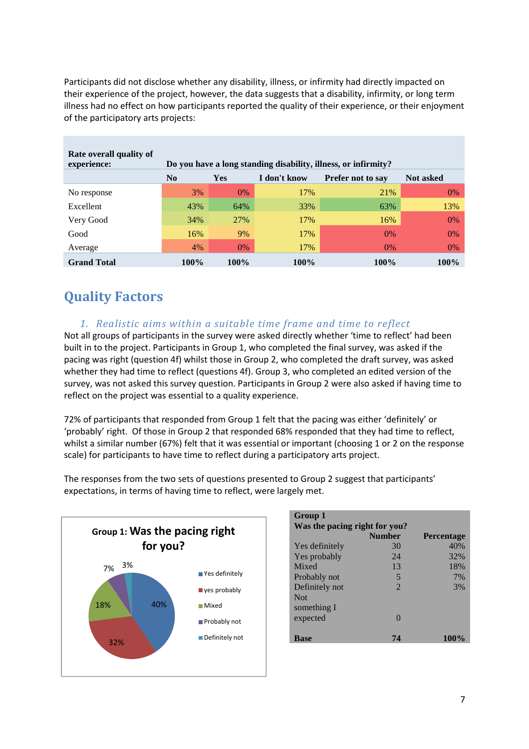Participants did not disclose whether any disability, illness, or infirmity had directly impacted on their experience of the project, however, the data suggests that a disability, infirmity, or long term illness had no effect on how participants reported the quality of their experience, or their enjoyment of the participatory arts projects:

| Rate overall quality of experience: | Do you have a long standing disability, illness, or infirmity? | | | | |
|---|---|---|---|---|---|
| | No | Yes | I don't know | Prefer not to say | Not asked |
| No response | 3% | 0% | 17% | 21% | 0% |
| Excellent | 43% | 64% | 33% | 63% | 13% |
| Very Good | 34% | 27% | 17% | 16% | 0% |
| Good | 16% | 9% | 17% | 0% | 0% |
| Average | 4% | 0% | 17% | 0% | 0% |
| **Grand Total** | **100%** | **100%** | **100%** | **100%** | **100%** |

## Quality Factors

### *1. Realistic aims within a suitable time frame and time to reflect*

Not all groups of participants in the survey were asked directly whether 'time to reflect' had been built in to the project. Participants in Group 1, who completed the final survey, was asked if the pacing was right (question 4f) whilst those in Group 2, who completed the draft survey, was asked whether they had time to reflect (questions 4f). Group 3, who completed an edited version of the survey, was not asked this survey question. Participants in Group 2 were also asked if having time to reflect on the project was essential to a quality experience.

72% of participants that responded from Group 1 felt that the pacing was either 'definitely' or 'probably' right. Of those in Group 2 that responded 68% responded that they had time to reflect, whilst a similar number (67%) felt that it was essential or important (choosing 1 or 2 on the response scale) for participants to have time to reflect during a participatory arts project.

The responses from the two sets of questions presented to Group 2 suggest that participants' expectations, in terms of having time to reflect, were largely met.

**Group 1: Was the pacing right for you?**

- Yes definitely: 40%
- yes probably: 32%
- Mixed: 18%
- Probably not: 7%
- Definitely not: 3%

| Group 1<br>Was the pacing right for you? | Number | Percentage |
|---|---|---|
| Yes definitely | 30 | 40% |
| Yes probably | 24 | 32% |
| Mixed | 13 | 18% |
| Probably not | 5 | 7% |
| Definitely not | 2 | 3% |
| Not something I expected | 0 | |
| **Base** | **74** | **100%** |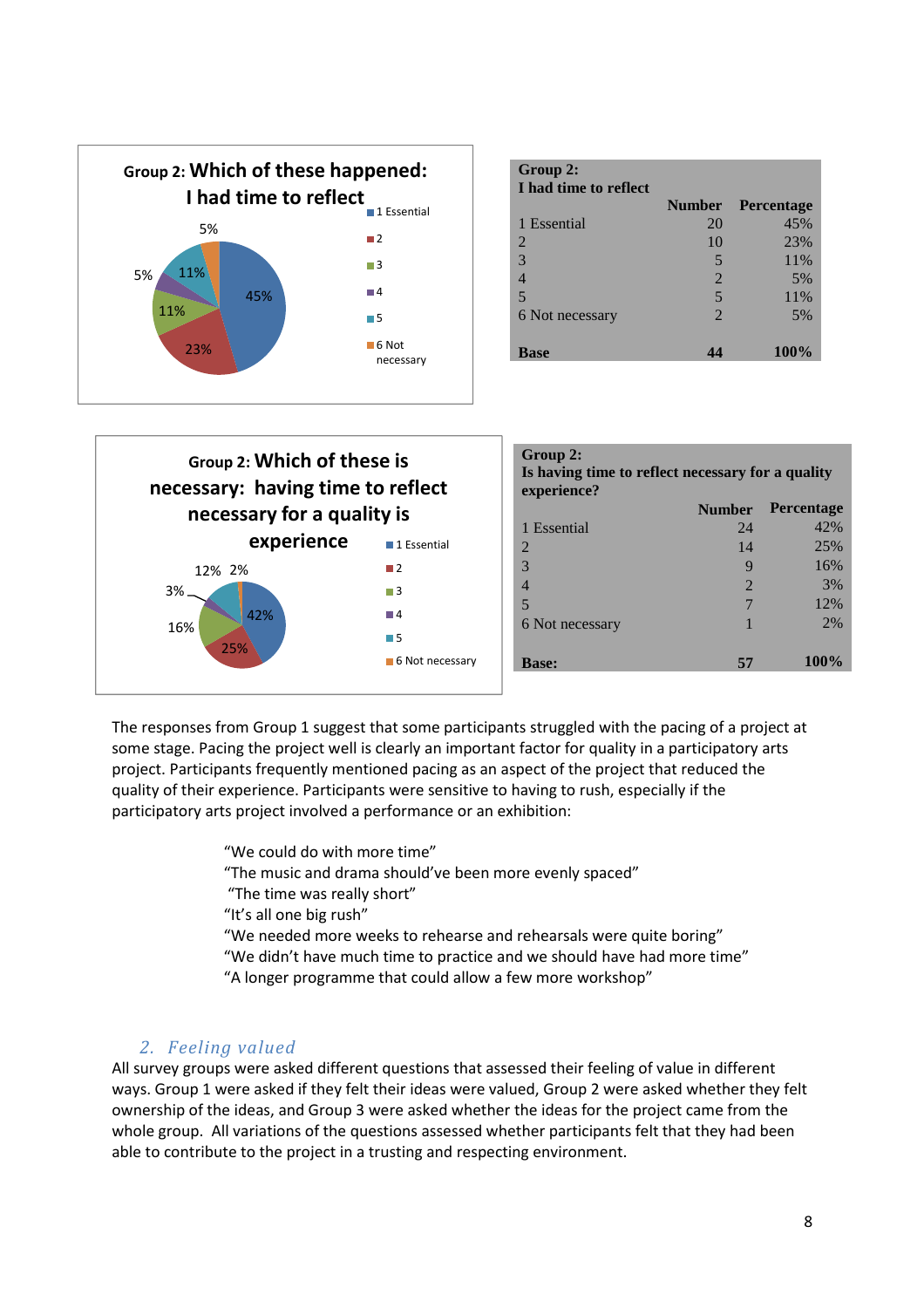**Group 2: Which of these happened: I had time to reflect**

| Group 2: I had time to reflect | Number | Percentage |
|---|---|---|
| 1 Essential | 20 | 45% |
| 2 | 10 | 23% |
| 3 | 5 | 11% |
| 4 | 2 | 5% |
| 5 | 5 | 11% |
| 6 Not necessary | 2 | 5% |
| **Base** | **44** | **100%** |

**Group 2: Which of these is necessary: having time to reflect necessary for a quality is experience**

| Group 2: Is having time to reflect necessary for a quality experience? | Number | Percentage |
|---|---|---|
| 1 Essential | 24 | 42% |
| 2 | 14 | 25% |
| 3 | 9 | 16% |
| 4 | 2 | 3% |
| 5 | 7 | 12% |
| 6 Not necessary | 1 | 2% |
| **Base:** | **57** | **100%** |

The responses from Group 1 suggest that some participants struggled with the pacing of a project at some stage. Pacing the project well is clearly an important factor for quality in a participatory arts project. Participants frequently mentioned pacing as an aspect of the project that reduced the quality of their experience. Participants were sensitive to having to rush, especially if the participatory arts project involved a performance or an exhibition:

> "We could do with more time"
> "The music and drama should've been more evenly spaced"
> "The time was really short"
> "It's all one big rush"
> "We needed more weeks to rehearse and rehearsals were quite boring"
> "We didn't have much time to practice and we should have had more time"
> "A longer programme that could allow a few more workshop"

## 2. Feeling valued

All survey groups were asked different questions that assessed their feeling of value in different ways. Group 1 were asked if they felt their ideas were valued, Group 2 were asked whether they felt ownership of the ideas, and Group 3 were asked whether the ideas for the project came from the whole group. All variations of the questions assessed whether participants felt that they had been able to contribute to the project in a trusting and respecting environment.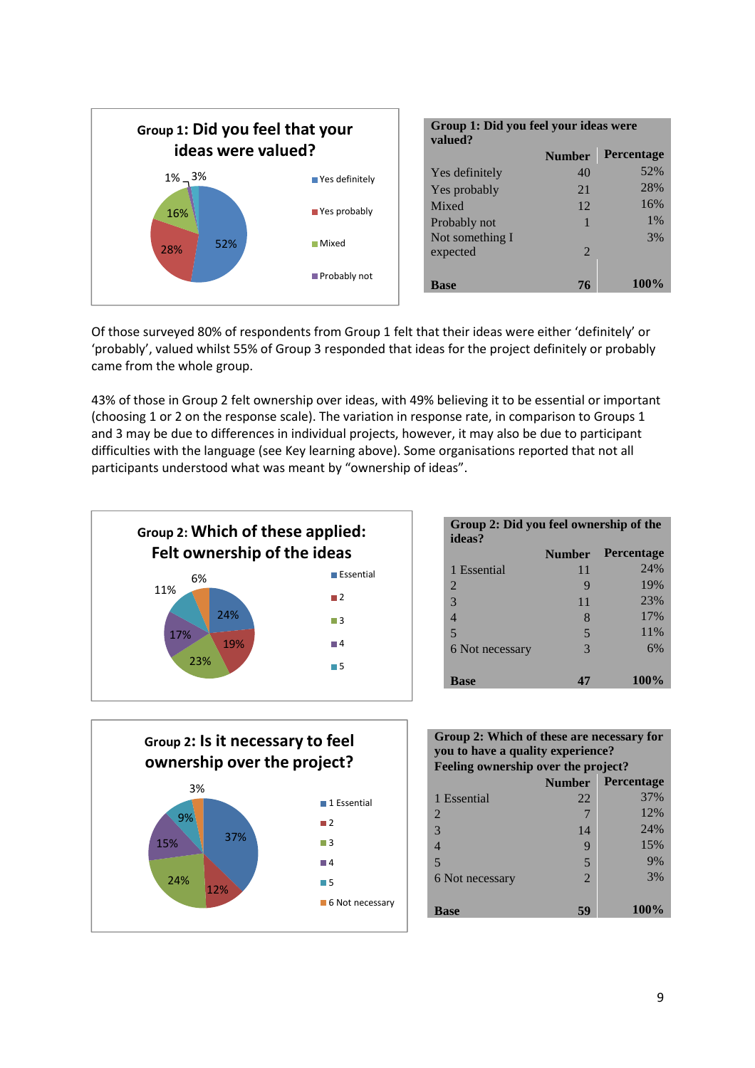**Group 1: Did you feel that your ideas were valued?**

1% 3%

16% 52%

28%

- Yes definitely
- Yes probably
- Mixed
- Probably not

| Group 1: Did you feel your ideas were valued? | Number | Percentage |
|---|---|---|
| Yes definitely | 40 | 52% |
| Yes probably | 21 | 28% |
| Mixed | 12 | 16% |
| Probably not | 1 | 1% |
| Not something I expected | 2 | 3% |
| **Base** | **76** | **100%** |

Of those surveyed 80% of respondents from Group 1 felt that their ideas were either 'definitely' or 'probably', valued whilst 55% of Group 3 responded that ideas for the project definitely or probably came from the whole group.

43% of those in Group 2 felt ownership over ideas, with 49% believing it to be essential or important (choosing 1 or 2 on the response scale). The variation in response rate, in comparison to Groups 1 and 3 may be due to differences in individual projects, however, it may also be due to participant difficulties with the language (see Key learning above). Some organisations reported that not all participants understood what was meant by "ownership of ideas".

**Group 2: Which of these applied: Felt ownership of the ideas**

6%

11% 24%

17% 19%

23%

- Essential
- 2
- 3
- 4
- 5

| Group 2: Did you feel ownership of the ideas? | Number | Percentage |
|---|---|---|
| 1 Essential | 11 | 24% |
| 2 | 9 | 19% |
| 3 | 11 | 23% |
| 4 | 8 | 17% |
| 5 | 5 | 11% |
| 6 Not necessary | 3 | 6% |
| **Base** | **47** | **100%** |

**Group 2: Is it necessary to feel ownership over the project?**

3%

9% 37%

15%

24% 12%

- 1 Essential
- 2
- 3
- 4
- 5
- 6 Not necessary

| Group 2: Which of these are necessary for you to have a quality experience? Feeling ownership over the project? | Number | Percentage |
|---|---|---|
| 1 Essential | 22 | 37% |
| 2 | 7 | 12% |
| 3 | 14 | 24% |
| 4 | 9 | 15% |
| 5 | 5 | 9% |
| 6 Not necessary | 2 | 3% |
| **Base** | **59** | **100%** |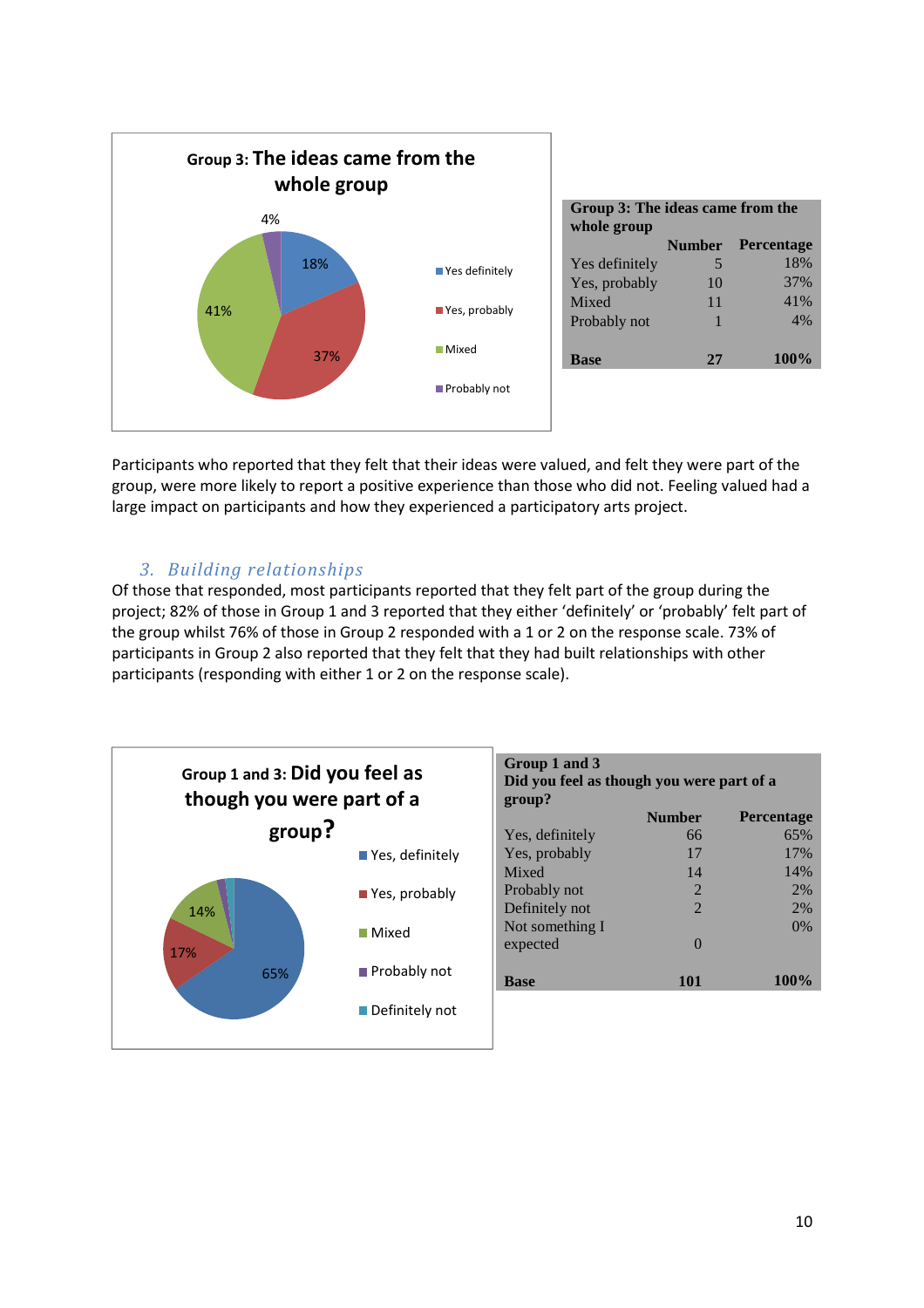**Group 3: The ideas came from the whole group**

| Group 3: The ideas came from the whole group | Number | Percentage |
|---|---|---|
| Yes definitely | 5 | 18% |
| Yes, probably | 10 | 37% |
| Mixed | 11 | 41% |
| Probably not | 1 | 4% |
| **Base** | **27** | **100%** |

Participants who reported that they felt that their ideas were valued, and felt they were part of the group, were more likely to report a positive experience than those who did not. Feeling valued had a large impact on participants and how they experienced a participatory arts project.

### *3. Building relationships*

Of those that responded, most participants reported that they felt part of the group during the project; 82% of those in Group 1 and 3 reported that they either 'definitely' or 'probably' felt part of the group whilst 76% of those in Group 2 responded with a 1 or 2 on the response scale. 73% of participants in Group 2 also reported that they felt that they had built relationships with other participants (responding with either 1 or 2 on the response scale).

**Group 1 and 3: Did you feel as though you were part of a group?**

| Group 1 and 3 Did you feel as though you were part of a group? | Number | Percentage |
|---|---|---|
| Yes, definitely | 66 | 65% |
| Yes, probably | 17 | 17% |
| Mixed | 14 | 14% |
| Probably not | 2 | 2% |
| Definitely not | 2 | 2% |
| Not something I expected | 0 | 0% |
| **Base** | **101** | **100%** |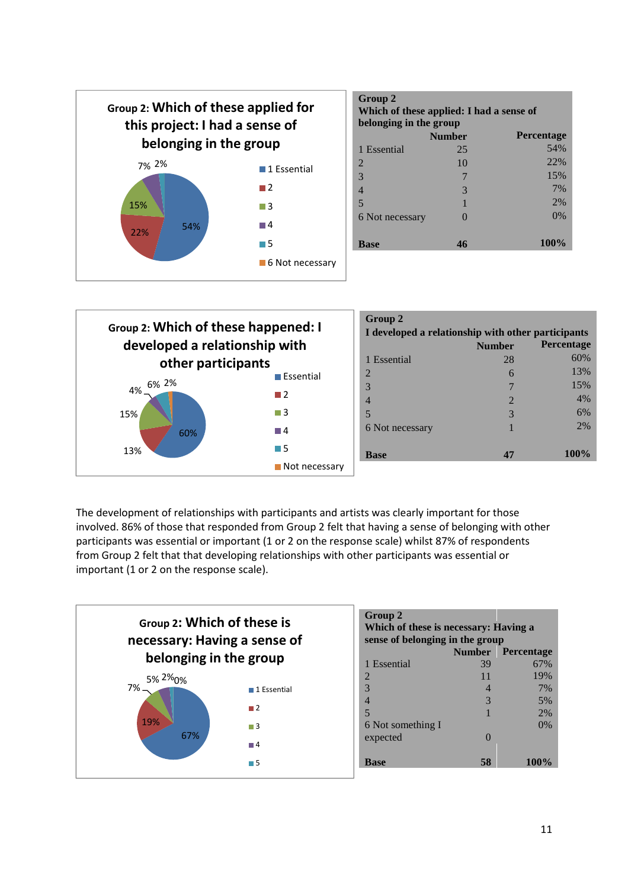**Group 2: Which of these applied for this project: I had a sense of belonging in the group**

| Group 2<br>Which of these applied: I had a sense of belonging in the group | Number | Percentage |
|---|---|---|
| 1 Essential | 25 | 54% |
| 2 | 10 | 22% |
| 3 | 7 | 15% |
| 4 | 3 | 7% |
| 5 | 1 | 2% |
| 6 Not necessary | 0 | 0% |
| **Base** | **46** | **100%** |

**Group 2: Which of these happened: I developed a relationship with other participants**

| Group 2<br>I developed a relationship with other participants | Number | Percentage |
|---|---|---|
| 1 Essential | 28 | 60% |
| 2 | 6 | 13% |
| 3 | 7 | 15% |
| 4 | 2 | 4% |
| 5 | 3 | 6% |
| 6 Not necessary | 1 | 2% |
| **Base** | **47** | **100%** |

The development of relationships with participants and artists was clearly important for those involved. 86% of those that responded from Group 2 felt that having a sense of belonging with other participants was essential or important (1 or 2 on the response scale) whilst 87% of respondents from Group 2 felt that that developing relationships with other participants was essential or important (1 or 2 on the response scale).

**Group 2: Which of these is necessary: Having a sense of belonging in the group**

| Group 2<br>Which of these is necessary: Having a sense of belonging in the group | Number | Percentage |
|---|---|---|
| 1 Essential | 39 | 67% |
| 2 | 11 | 19% |
| 3 | 4 | 7% |
| 4 | 3 | 5% |
| 5 | 1 | 2% |
| 6 Not something I expected | 0 | 0% |
| **Base** | **58** | **100%** |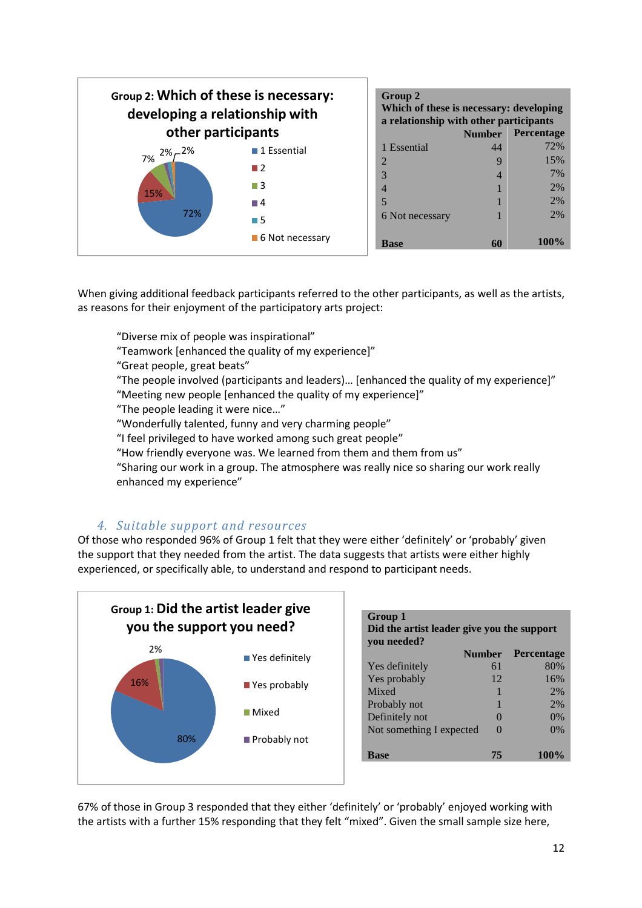**Group 2: Which of these is necessary: developing a relationship with other participants**

- 1 Essential: 72%
- 2: 15%
- 3: 7%
- 4: 2%
- 5: 2%
- 6 Not necessary: 2%

| Group 2<br>Which of these is necessary: developing a relationship with other participants | Number | Percentage |
|---|---|---|
| 1 Essential | 44 | 72% |
| 2 | 9 | 15% |
| 3 | 4 | 7% |
| 4 | 1 | 2% |
| 5 | 1 | 2% |
| 6 Not necessary | 1 | 2% |
| **Base** | **60** | **100%** |

When giving additional feedback participants referred to the other participants, as well as the artists, as reasons for their enjoyment of the participatory arts project:

> "Diverse mix of people was inspirational"
> "Teamwork [enhanced the quality of my experience]"
> "Great people, great beats"
> "The people involved (participants and leaders)… [enhanced the quality of my experience]"
> "Meeting new people [enhanced the quality of my experience]"
> "The people leading it were nice…"
> "Wonderfully talented, funny and very charming people"
> "I feel privileged to have worked among such great people"
> "How friendly everyone was. We learned from them and them from us"
> "Sharing our work in a group. The atmosphere was really nice so sharing our work really enhanced my experience"

### 4. *Suitable support and resources*

Of those who responded 96% of Group 1 felt that they were either 'definitely' or 'probably' given the support that they needed from the artist. The data suggests that artists were either highly experienced, or specifically able, to understand and respond to participant needs.

**Group 1: Did the artist leader give you the support you need?**

- Yes definitely: 80%
- Yes probably: 16%
- Mixed: 2%
- Probably not

| Group 1<br>Did the artist leader give you the support you needed? | Number | Percentage |
|---|---|---|
| Yes definitely | 61 | 80% |
| Yes probably | 12 | 16% |
| Mixed | 1 | 2% |
| Probably not | 1 | 2% |
| Definitely not | 0 | 0% |
| Not something I expected | 0 | 0% |
| **Base** | **75** | **100%** |

67% of those in Group 3 responded that they either 'definitely' or 'probably' enjoyed working with the artists with a further 15% responding that they felt "mixed". Given the small sample size here,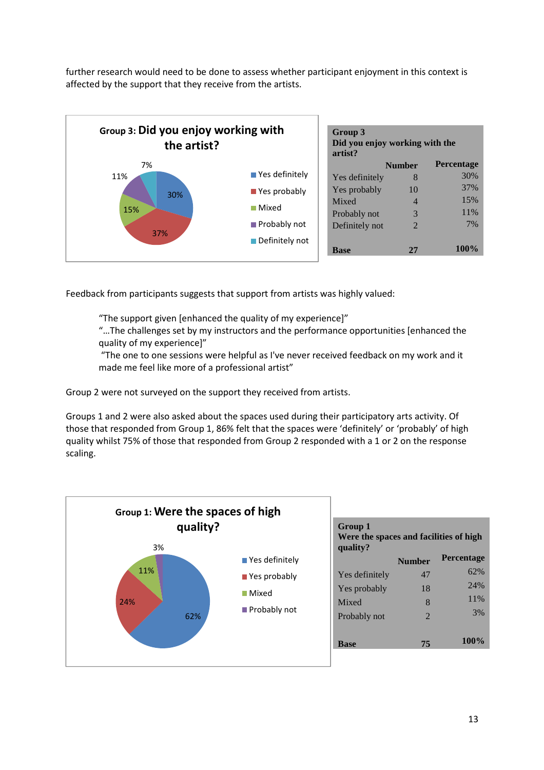further research would need to be done to assess whether participant enjoyment in this context is affected by the support that they receive from the artists.

**Group 3: Did you enjoy working with the artist?**

- Yes definitely: 30%
- Yes probably: 37%
- Mixed: 15%
- Probably not: 11%
- Definitely not: 7%

| Group 3 Did you enjoy working with the artist? | Number | Percentage |
|---|---|---|
| Yes definitely | 8 | 30% |
| Yes probably | 10 | 37% |
| Mixed | 4 | 15% |
| Probably not | 3 | 11% |
| Definitely not | 2 | 7% |
| **Base** | **27** | **100%** |

Feedback from participants suggests that support from artists was highly valued:

> "The support given [enhanced the quality of my experience]"
> "…The challenges set by my instructors and the performance opportunities [enhanced the quality of my experience]"
> "The one to one sessions were helpful as I've never received feedback on my work and it made me feel like more of a professional artist"

Group 2 were not surveyed on the support they received from artists.

Groups 1 and 2 were also asked about the spaces used during their participatory arts activity. Of those that responded from Group 1, 86% felt that the spaces were 'definitely' or 'probably' of high quality whilst 75% of those that responded from Group 2 responded with a 1 or 2 on the response scaling.

**Group 1: Were the spaces of high quality?**

- Yes definitely: 62%
- Yes probably: 24%
- Mixed: 11%
- Probably not: 3%

| Group 1 Were the spaces and facilities of high quality? | Number | Percentage |
|---|---|---|
| Yes definitely | 47 | 62% |
| Yes probably | 18 | 24% |
| Mixed | 8 | 11% |
| Probably not | 2 | 3% |
| **Base** | **75** | **100%** |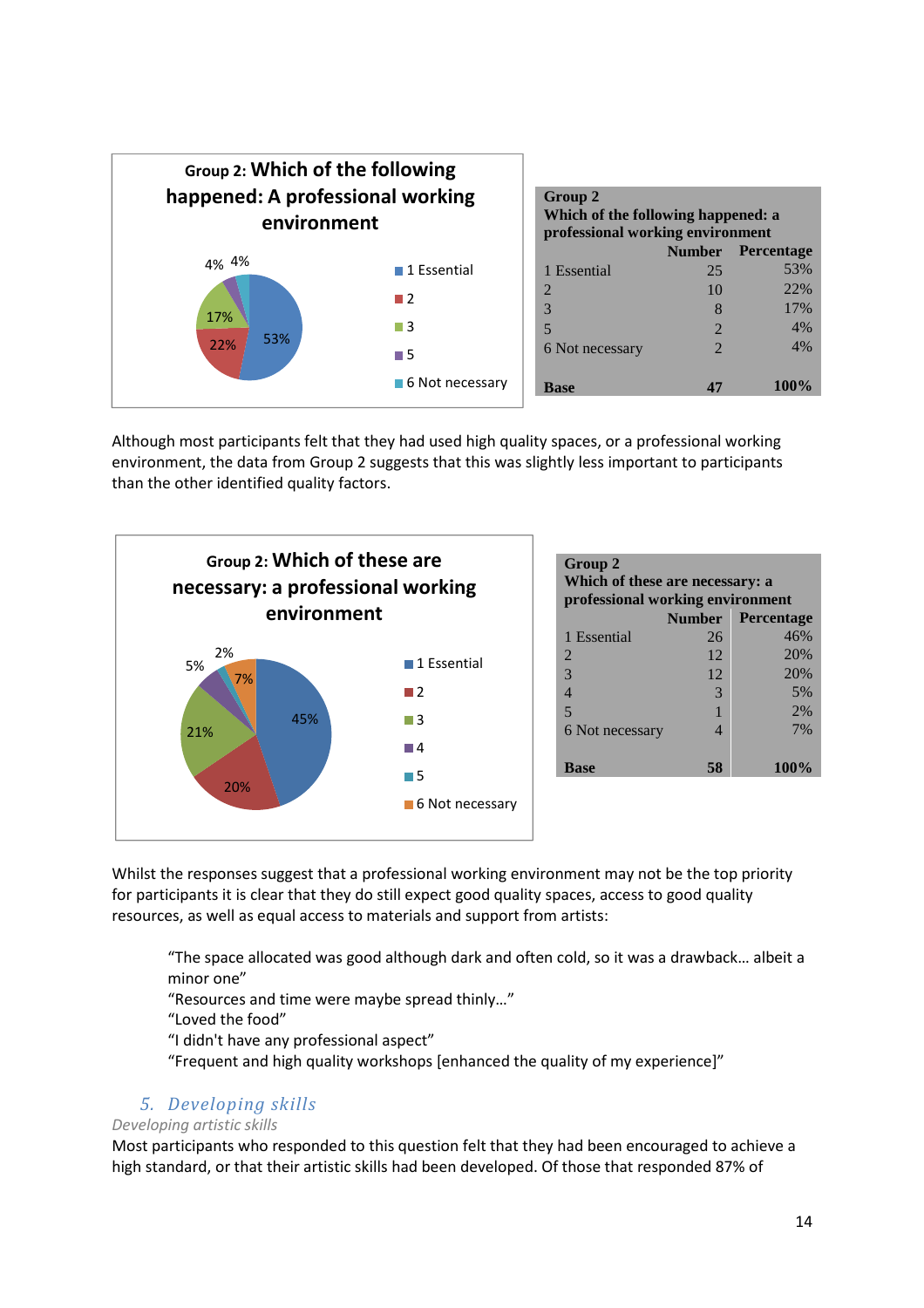**Group 2: Which of the following happened: A professional working environment**

1 Essential: 53%
2: 22%
3: 17%
5: 4%
6 Not necessary: 4%

| Group 2<br>Which of the following happened: a professional working environment | Number | Percentage |
|---|---|---|
| 1 Essential | 25 | 53% |
| 2 | 10 | 22% |
| 3 | 8 | 17% |
| 5 | 2 | 4% |
| 6 Not necessary | 2 | 4% |
| **Base** | **47** | **100%** |

Although most participants felt that they had used high quality spaces, or a professional working environment, the data from Group 2 suggests that this was slightly less important to participants than the other identified quality factors.

**Group 2: Which of these are necessary: a professional working environment**

1 Essential: 45%
2: 20%
3: 21%
4: 5%
5: 2%
6 Not necessary: 7%

| Group 2<br>Which of these are necessary: a professional working environment | Number | Percentage |
|---|---|---|
| 1 Essential | 26 | 46% |
| 2 | 12 | 20% |
| 3 | 12 | 20% |
| 4 | 3 | 5% |
| 5 | 1 | 2% |
| 6 Not necessary | 4 | 7% |
| **Base** | **58** | **100%** |

Whilst the responses suggest that a professional working environment may not be the top priority for participants it is clear that they do still expect good quality spaces, access to good quality resources, as well as equal access to materials and support from artists:

> "The space allocated was good although dark and often cold, so it was a drawback… albeit a minor one"
> "Resources and time were maybe spread thinly…"
> "Loved the food"
> "I didn't have any professional aspect"
> "Frequent and high quality workshops [enhanced the quality of my experience]"

## 5. Developing skills

*Developing artistic skills*

Most participants who responded to this question felt that they had been encouraged to achieve a high standard, or that their artistic skills had been developed. Of those that responded 87% of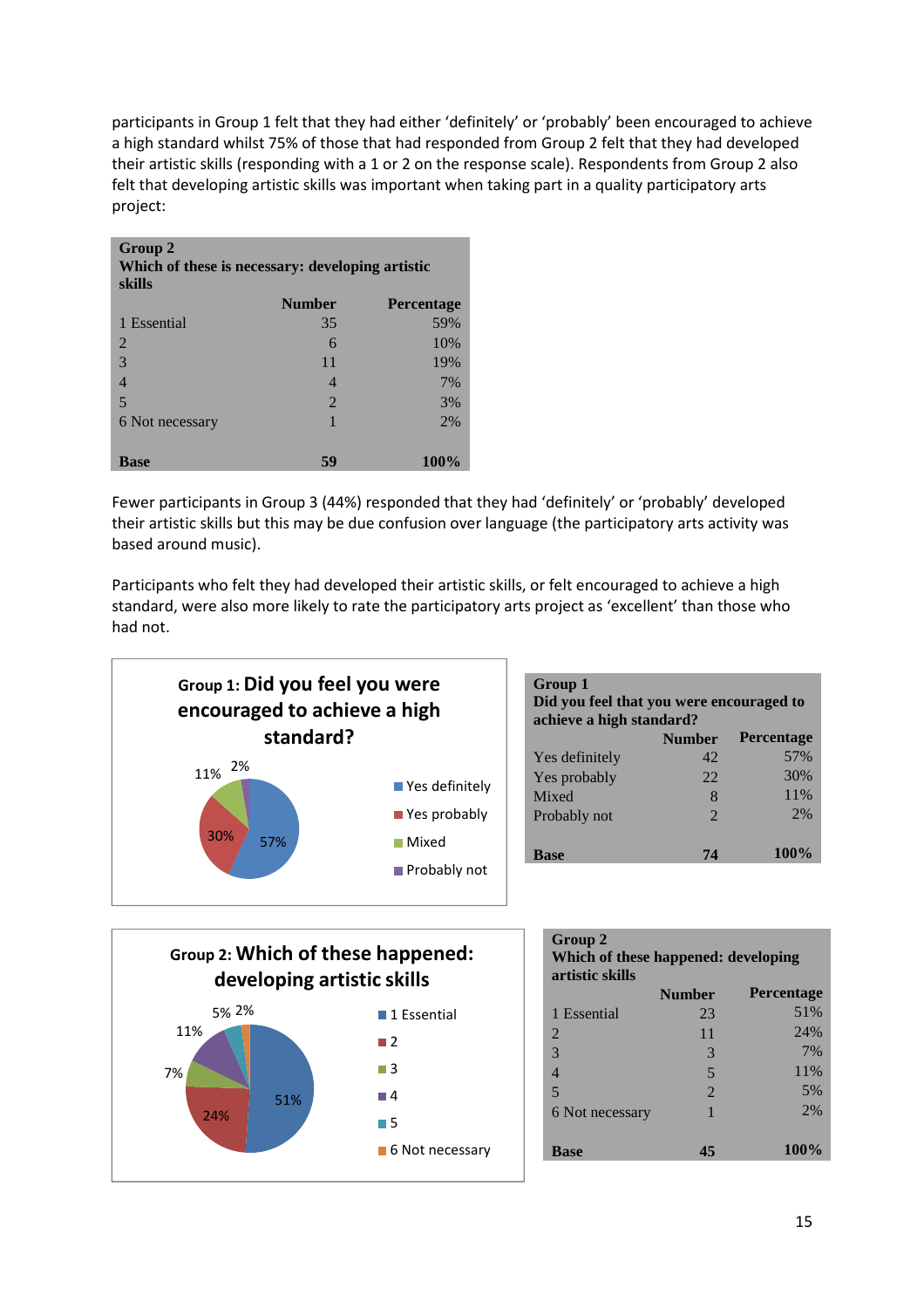participants in Group 1 felt that they had either 'definitely' or 'probably' been encouraged to achieve a high standard whilst 75% of those that had responded from Group 2 felt that they had developed their artistic skills (responding with a 1 or 2 on the response scale). Respondents from Group 2 also felt that developing artistic skills was important when taking part in a quality participatory arts project:

| **Group 2<br>Which of these is necessary: developing artistic skills** | | |
|---|---|---|
| | **Number** | **Percentage** |
| 1 Essential | 35 | 59% |
| 2 | 6 | 10% |
| 3 | 11 | 19% |
| 4 | 4 | 7% |
| 5 | 2 | 3% |
| 6 Not necessary | 1 | 2% |
| **Base** | **59** | **100%** |

Fewer participants in Group 3 (44%) responded that they had 'definitely' or 'probably' developed their artistic skills but this may be due confusion over language (the participatory arts activity was based around music).

Participants who felt they had developed their artistic skills, or felt encouraged to achieve a high standard, were also more likely to rate the participatory arts project as 'excellent' than those who had not.

**Group 1: Did you feel you were encouraged to achieve a high standard?**

| **Group 1<br>Did you feel that you were encouraged to achieve a high standard?** | | |
|---|---|---|
| | **Number** | **Percentage** |
| Yes definitely | 42 | 57% |
| Yes probably | 22 | 30% |
| Mixed | 8 | 11% |
| Probably not | 2 | 2% |
| **Base** | **74** | **100%** |

**Group 2: Which of these happened: developing artistic skills**

| **Group 2<br>Which of these happened: developing artistic skills** | | |
|---|---|---|
| | **Number** | **Percentage** |
| 1 Essential | 23 | 51% |
| 2 | 11 | 24% |
| 3 | 3 | 7% |
| 4 | 5 | 11% |
| 5 | 2 | 5% |
| 6 Not necessary | 1 | 2% |
| **Base** | **45** | **100%** |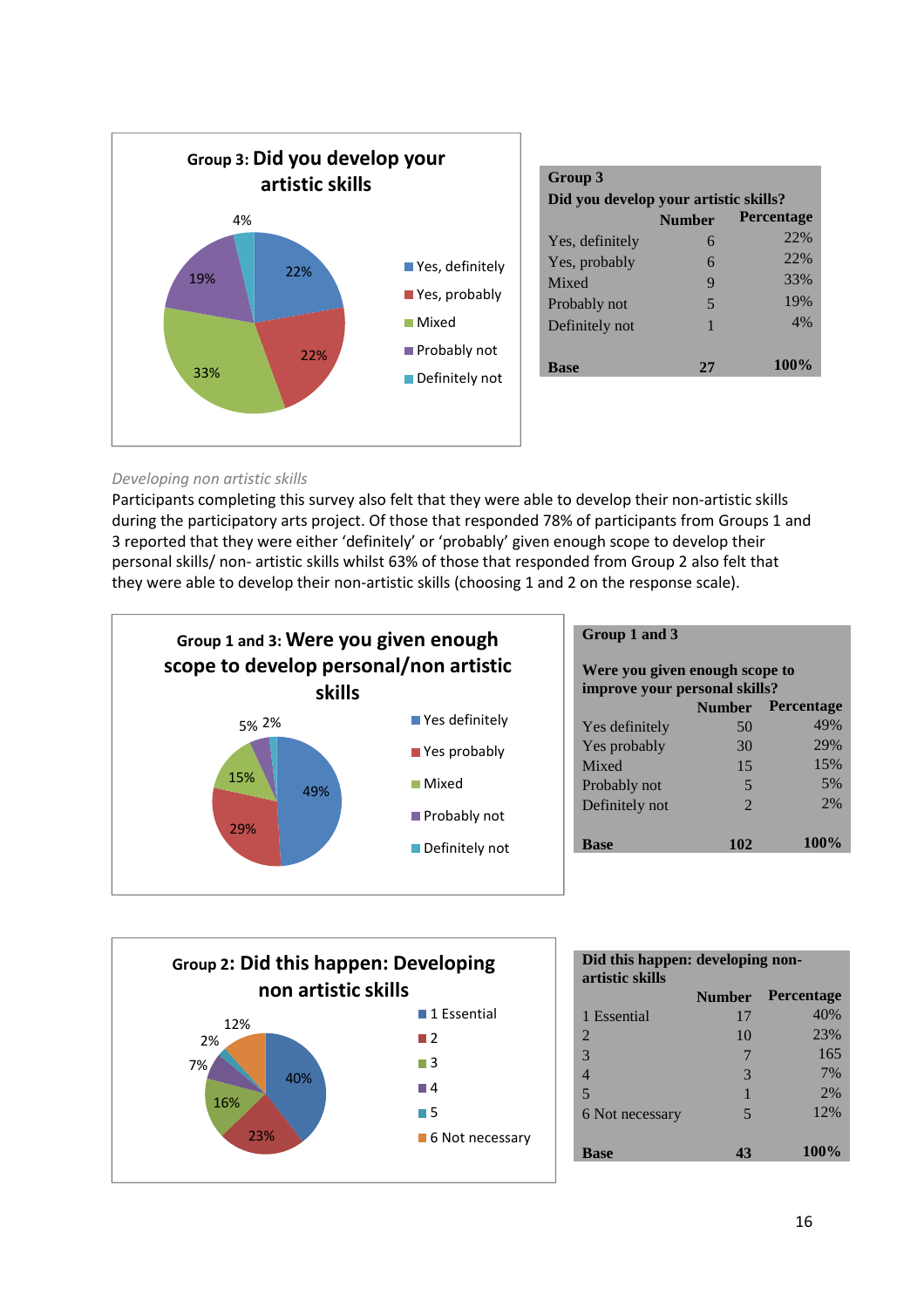**Group 3: Did you develop your artistic skills**

| Group 3 | | |
|---|---|---|
| Did you develop your artistic skills? | Number | Percentage |
| Yes, definitely | 6 | 22% |
| Yes, probably | 6 | 22% |
| Mixed | 9 | 33% |
| Probably not | 5 | 19% |
| Definitely not | 1 | 4% |
| **Base** | **27** | **100%** |

*Developing non artistic skills*

Participants completing this survey also felt that they were able to develop their non-artistic skills during the participatory arts project. Of those that responded 78% of participants from Groups 1 and 3 reported that they were either 'definitely' or 'probably' given enough scope to develop their personal skills/ non- artistic skills whilst 63% of those that responded from Group 2 also felt that they were able to develop their non-artistic skills (choosing 1 and 2 on the response scale).

**Group 1 and 3: Were you given enough scope to develop personal/non artistic skills**

| Group 1 and 3 | | |
|---|---|---|
| Were you given enough scope to improve your personal skills? | Number | Percentage |
| Yes definitely | 50 | 49% |
| Yes probably | 30 | 29% |
| Mixed | 15 | 15% |
| Probably not | 5 | 5% |
| Definitely not | 2 | 2% |
| **Base** | **102** | **100%** |

**Group 2: Did this happen: Developing non artistic skills**

| Did this happen: developing non-artistic skills | Number | Percentage |
|---|---|---|
| 1 Essential | 17 | 40% |
| 2 | 10 | 23% |
| 3 | 7 | 165 |
| 4 | 3 | 7% |
| 5 | 1 | 2% |
| 6 Not necessary | 5 | 12% |
| **Base** | **43** | **100%** |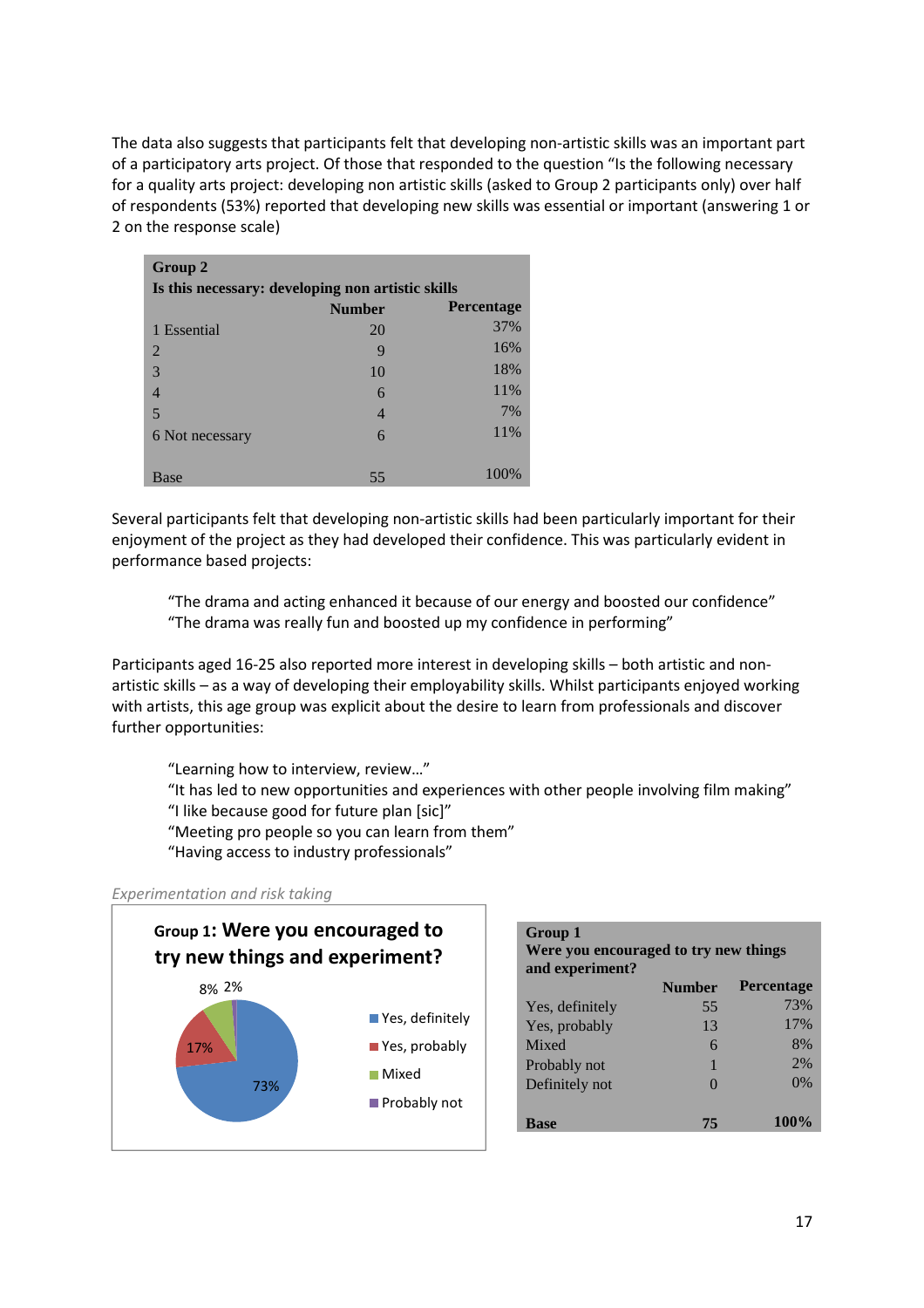The data also suggests that participants felt that developing non-artistic skills was an important part of a participatory arts project. Of those that responded to the question "Is the following necessary for a quality arts project: developing non artistic skills (asked to Group 2 participants only) over half of respondents (53%) reported that developing new skills was essential or important (answering 1 or 2 on the response scale)

| Group 2<br>Is this necessary: developing non artistic skills | Number | Percentage |
|---|---|---|
| 1 Essential | 20 | 37% |
| 2 | 9 | 16% |
| 3 | 10 | 18% |
| 4 | 6 | 11% |
| 5 | 4 | 7% |
| 6 Not necessary | 6 | 11% |
| Base | 55 | 100% |

Several participants felt that developing non-artistic skills had been particularly important for their enjoyment of the project as they had developed their confidence. This was particularly evident in performance based projects:

> "The drama and acting enhanced it because of our energy and boosted our confidence"
> "The drama was really fun and boosted up my confidence in performing"

Participants aged 16-25 also reported more interest in developing skills – both artistic and non-artistic skills – as a way of developing their employability skills. Whilst participants enjoyed working with artists, this age group was explicit about the desire to learn from professionals and discover further opportunities:

> "Learning how to interview, review…"
> "It has led to new opportunities and experiences with other people involving film making"
> "I like because good for future plan [sic]"
> "Meeting pro people so you can learn from them"
> "Having access to industry professionals"

*Experimentation and risk taking*

**Group 1: Were you encouraged to try new things and experiment?**

8% 2%

17%

73%

- Yes, definitely
- Yes, probably
- Mixed
- Probably not

| Group 1<br>Were you encouraged to try new things and experiment? | Number | Percentage |
|---|---|---|
| Yes, definitely | 55 | 73% |
| Yes, probably | 13 | 17% |
| Mixed | 6 | 8% |
| Probably not | 1 | 2% |
| Definitely not | 0 | 0% |
| **Base** | **75** | **100%** |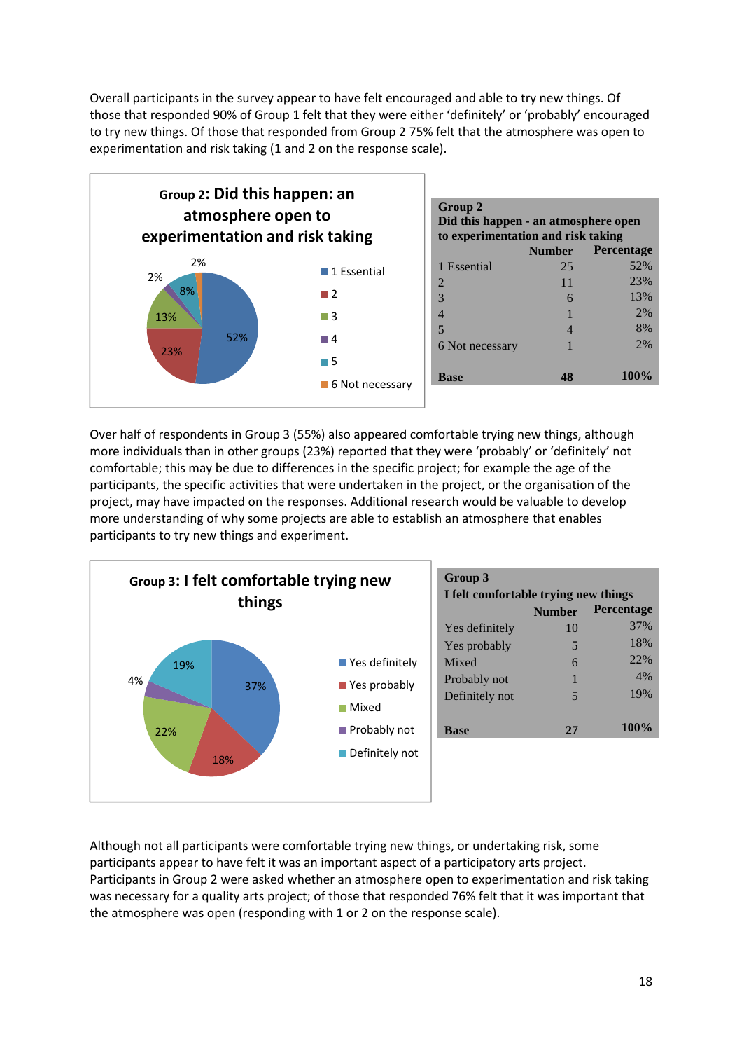Overall participants in the survey appear to have felt encouraged and able to try new things. Of those that responded 90% of Group 1 felt that they were either 'definitely' or 'probably' encouraged to try new things. Of those that responded from Group 2 75% felt that the atmosphere was open to experimentation and risk taking (1 and 2 on the response scale).

**Group 2: Did this happen: an atmosphere open to experimentation and risk taking**

| Group 2 Did this happen - an atmosphere open to experimentation and risk taking | Number | Percentage |
|---|---|---|
| 1 Essential | 25 | 52% |
| 2 | 11 | 23% |
| 3 | 6 | 13% |
| 4 | 1 | 2% |
| 5 | 4 | 8% |
| 6 Not necessary | 1 | 2% |
| **Base** | **48** | **100%** |

Over half of respondents in Group 3 (55%) also appeared comfortable trying new things, although more individuals than in other groups (23%) reported that they were 'probably' or 'definitely' not comfortable; this may be due to differences in the specific project; for example the age of the participants, the specific activities that were undertaken in the project, or the organisation of the project, may have impacted on the responses. Additional research would be valuable to develop more understanding of why some projects are able to establish an atmosphere that enables participants to try new things and experiment.

**Group 3: I felt comfortable trying new things**

| Group 3 I felt comfortable trying new things | Number | Percentage |
|---|---|---|
| Yes definitely | 10 | 37% |
| Yes probably | 5 | 18% |
| Mixed | 6 | 22% |
| Probably not | 1 | 4% |
| Definitely not | 5 | 19% |
| **Base** | **27** | **100%** |

Although not all participants were comfortable trying new things, or undertaking risk, some participants appear to have felt it was an important aspect of a participatory arts project. Participants in Group 2 were asked whether an atmosphere open to experimentation and risk taking was necessary for a quality arts project; of those that responded 76% felt that it was important that the atmosphere was open (responding with 1 or 2 on the response scale).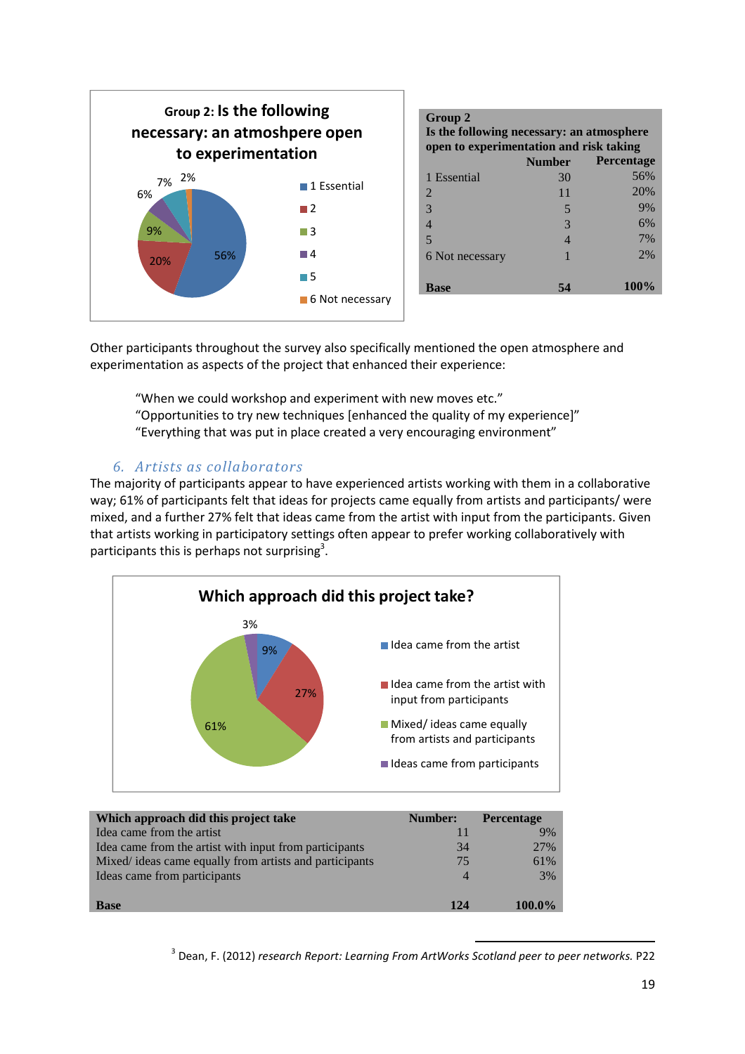**Group 2: Is the following necessary: an atmoshpere open to experimentation**

| Group 2<br>Is the following necessary: an atmosphere open to experimentation and risk taking | Number | Percentage |
|---|---|---|
| 1 Essential | 30 | 56% |
| 2 | 11 | 20% |
| 3 | 5 | 9% |
| 4 | 3 | 6% |
| 5 | 4 | 7% |
| 6 Not necessary | 1 | 2% |
| **Base** | **54** | **100%** |

Other participants throughout the survey also specifically mentioned the open atmosphere and experimentation as aspects of the project that enhanced their experience:

> "When we could workshop and experiment with new moves etc."
> "Opportunities to try new techniques [enhanced the quality of my experience]"
> "Everything that was put in place created a very encouraging environment"

### 6. *Artists as collaborators*

The majority of participants appear to have experienced artists working with them in a collaborative way; 61% of participants felt that ideas for projects came equally from artists and participants/ were mixed, and a further 27% felt that ideas came from the artist with input from the participants. Given that artists working in participatory settings often appear to prefer working collaboratively with participants this is perhaps not surprising[3].

**Which approach did this project take?**

| Which approach did this project take | Number: | Percentage |
|---|---|---|
| Idea came from the artist | 11 | 9% |
| Idea came from the artist with input from participants | 34 | 27% |
| Mixed/ ideas came equally from artists and participants | 75 | 61% |
| Ideas came from participants | 4 | 3% |
| **Base** | **124** | **100.0%** |

[3] Dean, F. (2012) *research Report: Learning From ArtWorks Scotland peer to peer networks.* P22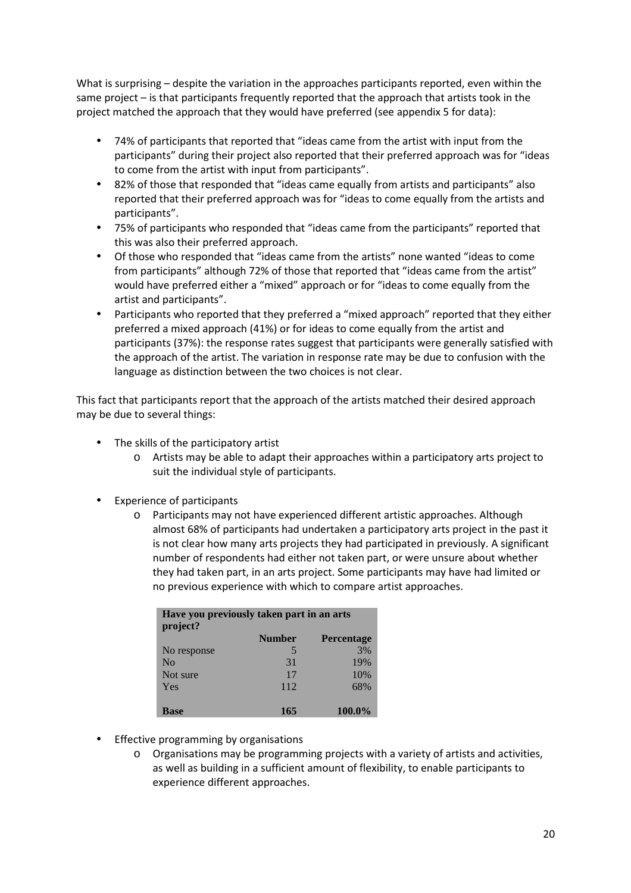What is surprising – despite the variation in the approaches participants reported, even within the same project – is that participants frequently reported that the approach that artists took in the project matched the approach that they would have preferred (see appendix 5 for data):

- 74% of participants that reported that "ideas came from the artist with input from the participants" during their project also reported that their preferred approach was for "ideas to come from the artist with input from participants".
- 82% of those that responded that "ideas came equally from artists and participants" also reported that their preferred approach was for "ideas to come equally from the artists and participants".
- 75% of participants who responded that "ideas came from the participants" reported that this was also their preferred approach.
- Of those who responded that "ideas came from the artists" none wanted "ideas to come from participants" although 72% of those that reported that "ideas came from the artist" would have preferred either a "mixed" approach or for "ideas to come equally from the artist and participants".
- Participants who reported that they preferred a "mixed approach" reported that they either preferred a mixed approach (41%) or for ideas to come equally from the artist and participants (37%): the response rates suggest that participants were generally satisfied with the approach of the artist. The variation in response rate may be due to confusion with the language as distinction between the two choices is not clear.

This fact that participants report that the approach of the artists matched their desired approach may be due to several things:

- The skills of the participatory artist
  - Artists may be able to adapt their approaches within a participatory arts project to suit the individual style of participants.
- Experience of participants
  - Participants may not have experienced different artistic approaches. Although almost 68% of participants had undertaken a participatory arts project in the past it is not clear how many arts projects they had participated in previously. A significant number of respondents had either not taken part, or were unsure about whether they had taken part, in an arts project. Some participants may have had limited or no previous experience with which to compare artist approaches.

| Have you previously taken part in an arts project? | | |
|---|---|---|
| | **Number** | **Percentage** |
| No response | 5 | 3% |
| No | 31 | 19% |
| Not sure | 17 | 10% |
| Yes | 112 | 68% |
| **Base** | **165** | **100.0%** |

- Effective programming by organisations
  - Organisations may be programming projects with a variety of artists and activities, as well as building in a sufficient amount of flexibility, to enable participants to experience different approaches.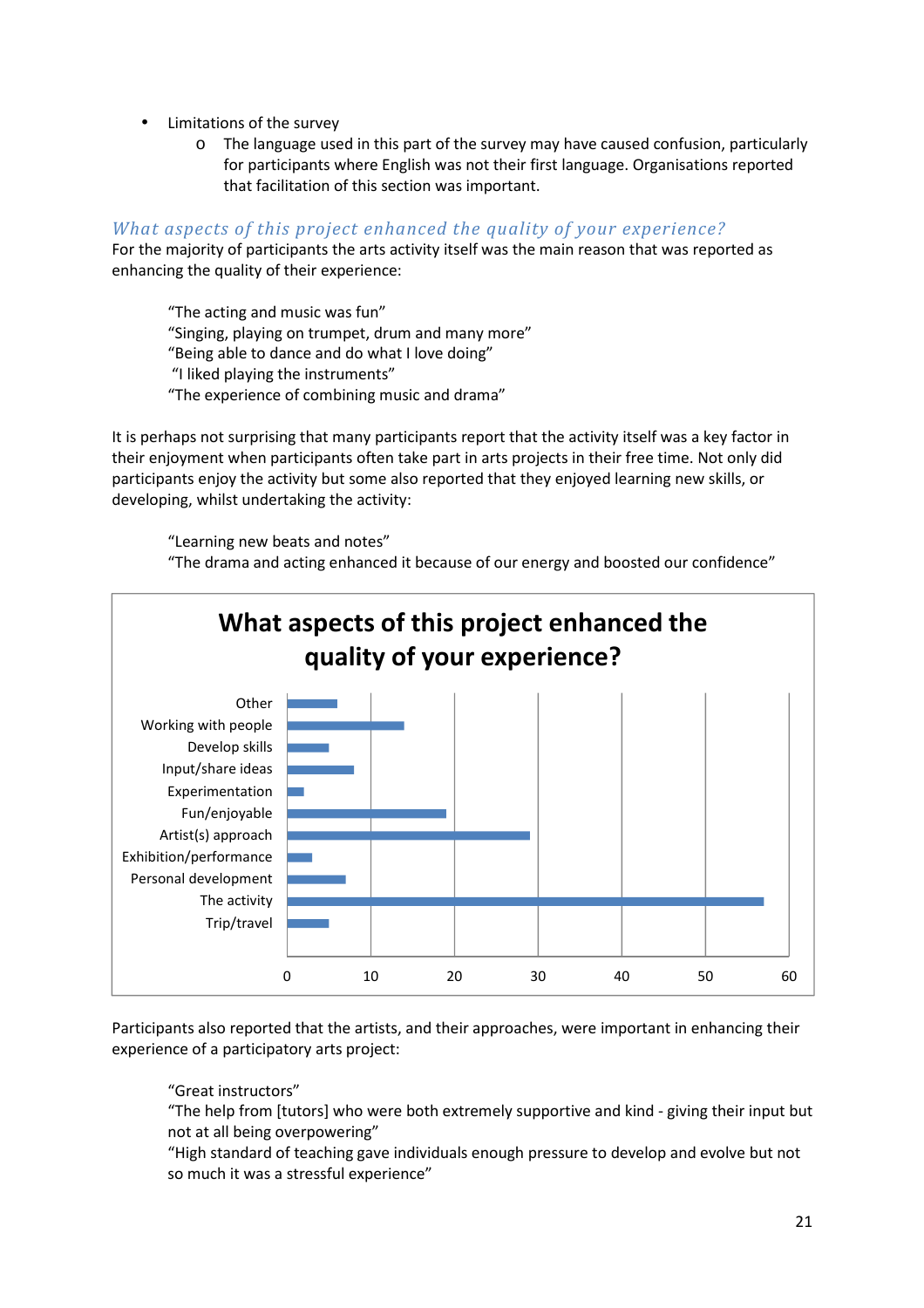- Limitations of the survey
    - The language used in this part of the survey may have caused confusion, particularly for participants where English was not their first language. Organisations reported that facilitation of this section was important.

### *What aspects of this project enhanced the quality of your experience?*

For the majority of participants the arts activity itself was the main reason that was reported as enhancing the quality of their experience:

> "The acting and music was fun"
> "Singing, playing on trumpet, drum and many more"
> "Being able to dance and do what I love doing"
> "I liked playing the instruments"
> "The experience of combining music and drama"

It is perhaps not surprising that many participants report that the activity itself was a key factor in their enjoyment when participants often take part in arts projects in their free time. Not only did participants enjoy the activity but some also reported that they enjoyed learning new skills, or developing, whilst undertaking the activity:

> "Learning new beats and notes"
> "The drama and acting enhanced it because of our energy and boosted our confidence"

**What aspects of this project enhanced the quality of your experience?**

Other
Working with people
Develop skills
Input/share ideas
Experimentation
Fun/enjoyable
Artist(s) approach
Exhibition/performance
Personal development
The activity
Trip/travel

0 10 20 30 40 50 60

Participants also reported that the artists, and their approaches, were important in enhancing their experience of a participatory arts project:

> "Great instructors"
> "The help from [tutors] who were both extremely supportive and kind - giving their input but not at all being overpowering"
> "High standard of teaching gave individuals enough pressure to develop and evolve but not so much it was a stressful experience"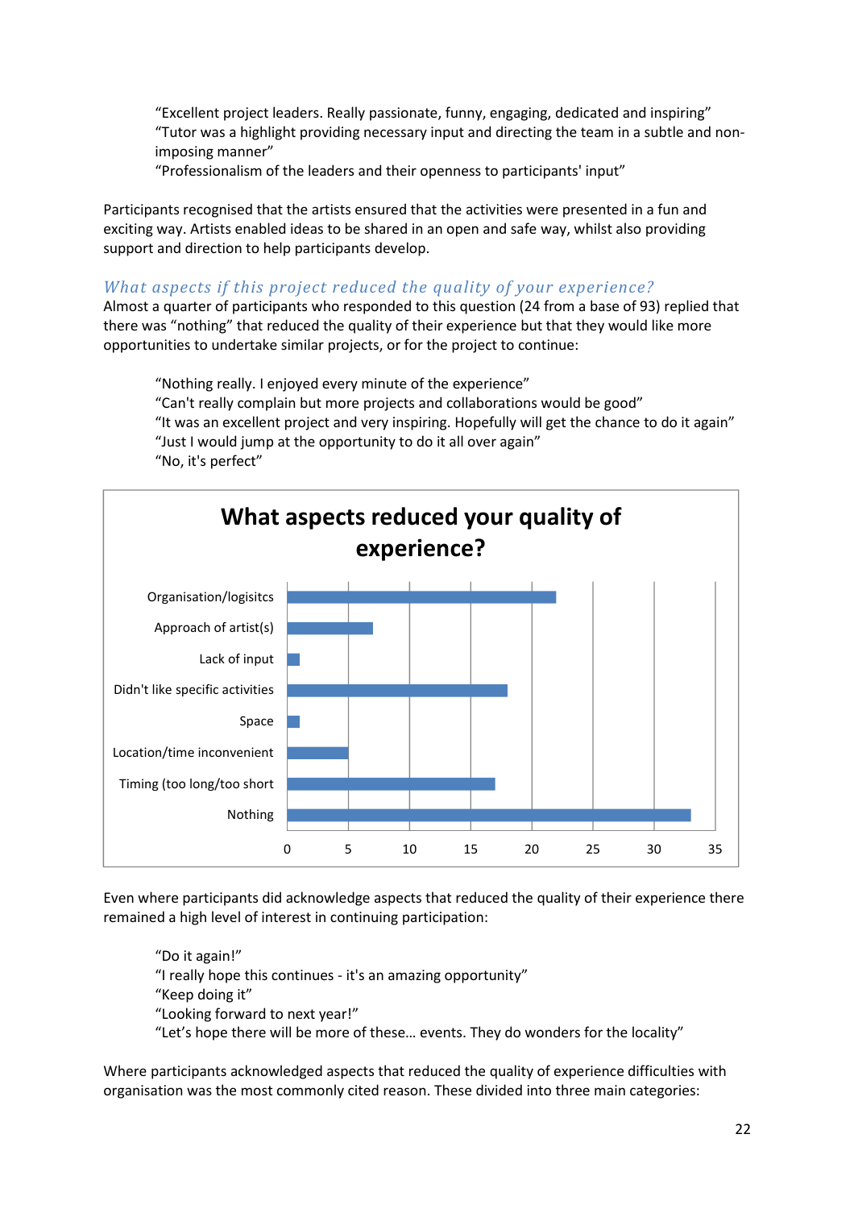"Excellent project leaders. Really passionate, funny, engaging, dedicated and inspiring"
"Tutor was a highlight providing necessary input and directing the team in a subtle and non-imposing manner"
"Professionalism of the leaders and their openness to participants' input"

Participants recognised that the artists ensured that the activities were presented in a fun and exciting way. Artists enabled ideas to be shared in an open and safe way, whilst also providing support and direction to help participants develop.

### *What aspects if this project reduced the quality of your experience?*

Almost a quarter of participants who responded to this question (24 from a base of 93) replied that there was "nothing" that reduced the quality of their experience but that they would like more opportunities to undertake similar projects, or for the project to continue:

"Nothing really. I enjoyed every minute of the experience"
"Can't really complain but more projects and collaborations would be good"
"It was an excellent project and very inspiring. Hopefully will get the chance to do it again"
"Just I would jump at the opportunity to do it all over again"
"No, it's perfect"

**What aspects reduced your quality of experience?**

| Aspect | Responses (approx.) |
| --- | --- |
| Organisation/logisitcs | 22 |
| Approach of artist(s) | 7 |
| Lack of input | 1 |
| Didn't like specific activities | 18 |
| Space | 1 |
| Location/time inconvenient | 5 |
| Timing (too long/too short | 17 |
| Nothing | 33 |

Even where participants did acknowledge aspects that reduced the quality of their experience there remained a high level of interest in continuing participation:

"Do it again!"
"I really hope this continues - it's an amazing opportunity"
"Keep doing it"
"Looking forward to next year!"
"Let's hope there will be more of these… events. They do wonders for the locality"

Where participants acknowledged aspects that reduced the quality of experience difficulties with organisation was the most commonly cited reason. These divided into three main categories: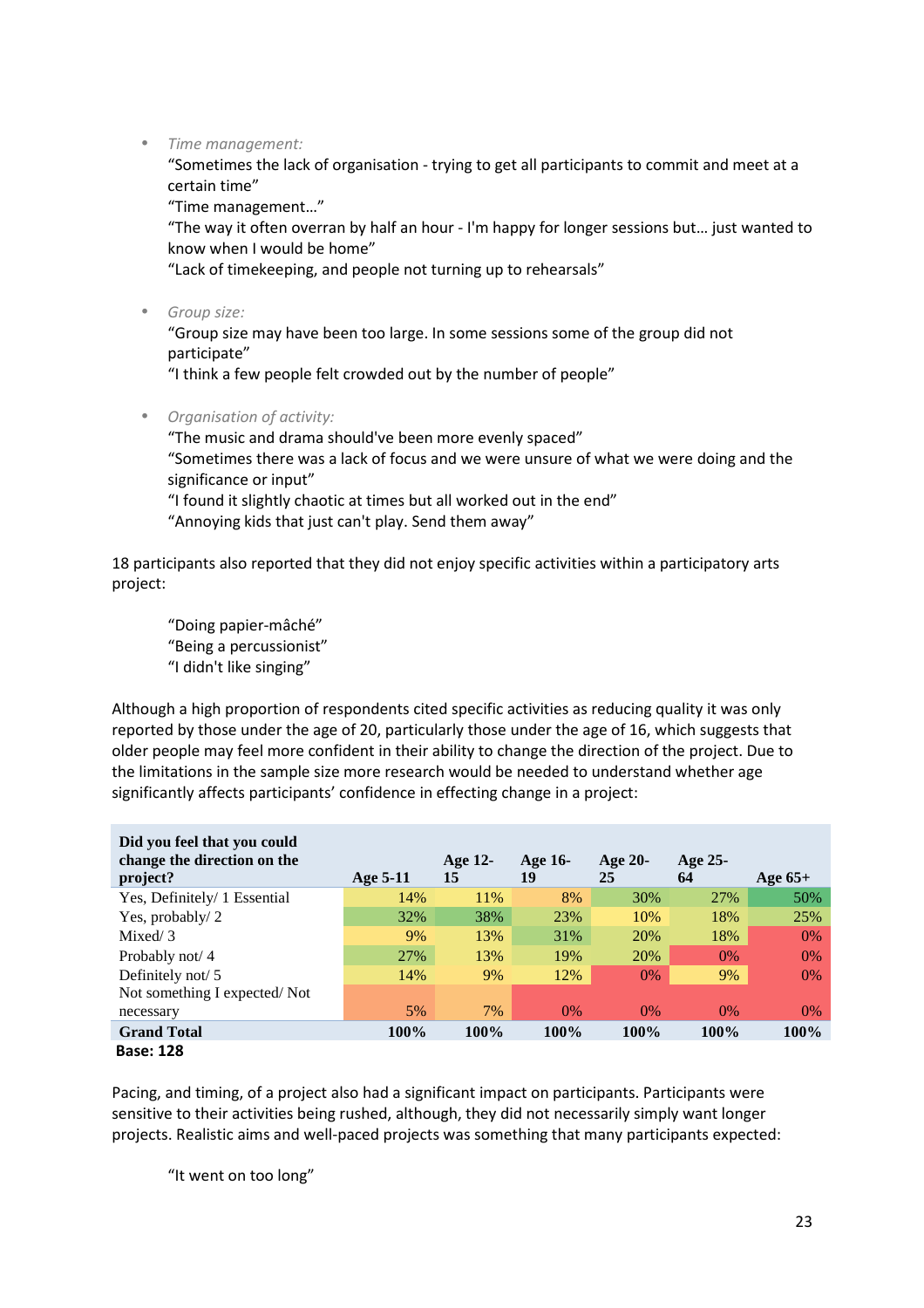- *Time management:*
  "Sometimes the lack of organisation - trying to get all participants to commit and meet at a certain time"
  "Time management…"
  "The way it often overran by half an hour - I'm happy for longer sessions but… just wanted to know when I would be home"
  "Lack of timekeeping, and people not turning up to rehearsals"

- *Group size:*
  "Group size may have been too large. In some sessions some of the group did not participate"
  "I think a few people felt crowded out by the number of people"

- *Organisation of activity:*
  "The music and drama should've been more evenly spaced"
  "Sometimes there was a lack of focus and we were unsure of what we were doing and the significance or input"
  "I found it slightly chaotic at times but all worked out in the end"
  "Annoying kids that just can't play. Send them away"

18 participants also reported that they did not enjoy specific activities within a participatory arts project:

"Doing papier-mâché"
"Being a percussionist"
"I didn't like singing"

Although a high proportion of respondents cited specific activities as reducing quality it was only reported by those under the age of 20, particularly those under the age of 16, which suggests that older people may feel more confident in their ability to change the direction of the project. Due to the limitations in the sample size more research would be needed to understand whether age significantly affects participants' confidence in effecting change in a project:

| Did you feel that you could change the direction on the project? | Age 5-11 | Age 12-15 | Age 16-19 | Age 20-25 | Age 25-64 | Age 65+ |
|---|---|---|---|---|---|---|
| Yes, Definitely/ 1 Essential | 14% | 11% | 8% | 30% | 27% | 50% |
| Yes, probably/ 2 | 32% | 38% | 23% | 10% | 18% | 25% |
| Mixed/ 3 | 9% | 13% | 31% | 20% | 18% | 0% |
| Probably not/ 4 | 27% | 13% | 19% | 20% | 0% | 0% |
| Definitely not/ 5 | 14% | 9% | 12% | 0% | 9% | 0% |
| Not something I expected/ Not necessary | 5% | 7% | 0% | 0% | 0% | 0% |
| **Grand Total** | **100%** | **100%** | **100%** | **100%** | **100%** | **100%** |

**Base: 128**

Pacing, and timing, of a project also had a significant impact on participants. Participants were sensitive to their activities being rushed, although, they did not necessarily simply want longer projects. Realistic aims and well-paced projects was something that many participants expected:

"It went on too long"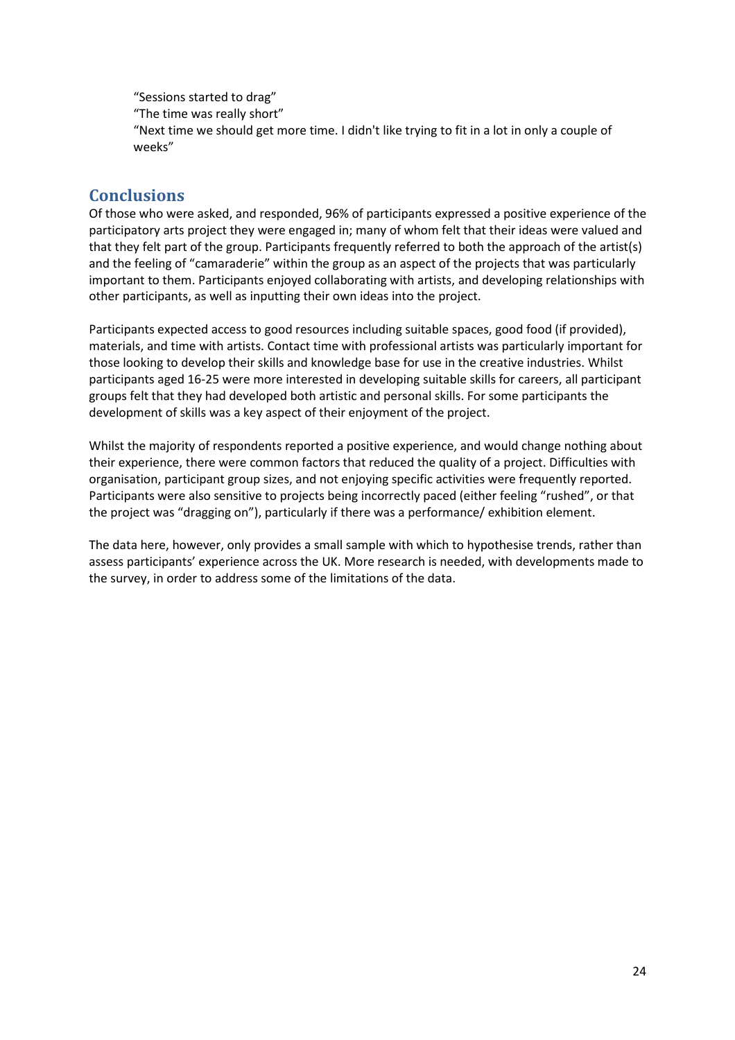"Sessions started to drag"
"The time was really short"
"Next time we should get more time. I didn't like trying to fit in a lot in only a couple of weeks"

## Conclusions

Of those who were asked, and responded, 96% of participants expressed a positive experience of the participatory arts project they were engaged in; many of whom felt that their ideas were valued and that they felt part of the group. Participants frequently referred to both the approach of the artist(s) and the feeling of "camaraderie" within the group as an aspect of the projects that was particularly important to them. Participants enjoyed collaborating with artists, and developing relationships with other participants, as well as inputting their own ideas into the project.

Participants expected access to good resources including suitable spaces, good food (if provided), materials, and time with artists. Contact time with professional artists was particularly important for those looking to develop their skills and knowledge base for use in the creative industries. Whilst participants aged 16-25 were more interested in developing suitable skills for careers, all participant groups felt that they had developed both artistic and personal skills. For some participants the development of skills was a key aspect of their enjoyment of the project.

Whilst the majority of respondents reported a positive experience, and would change nothing about their experience, there were common factors that reduced the quality of a project. Difficulties with organisation, participant group sizes, and not enjoying specific activities were frequently reported. Participants were also sensitive to projects being incorrectly paced (either feeling "rushed", or that the project was "dragging on"), particularly if there was a performance/ exhibition element.

The data here, however, only provides a small sample with which to hypothesise trends, rather than assess participants' experience across the UK. More research is needed, with developments made to the survey, in order to address some of the limitations of the data.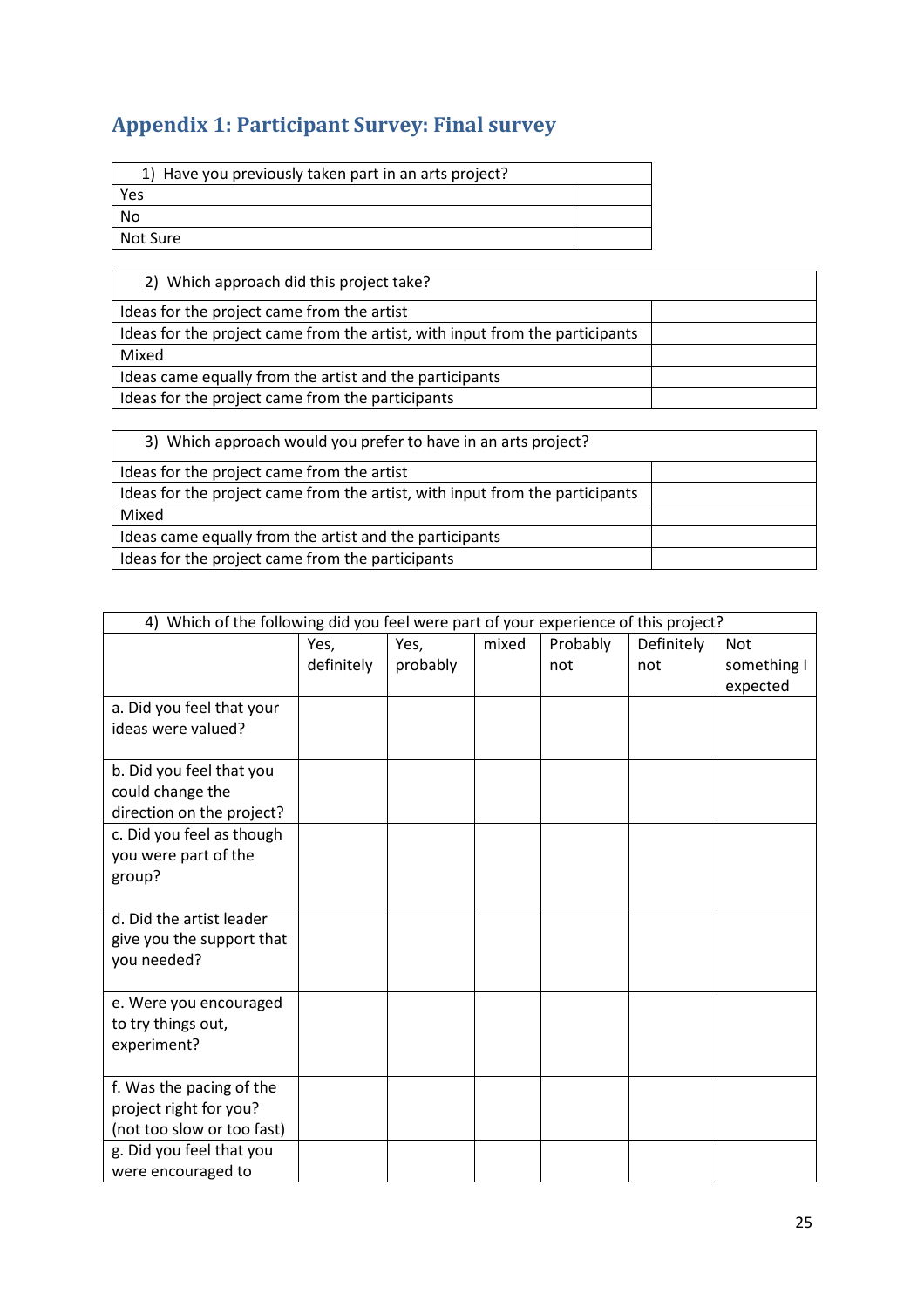## Appendix 1: Participant Survey: Final survey

| 1) Have you previously taken part in an arts project? | |
|---|---|
| Yes | |
| No | |
| Not Sure | |

| 2) Which approach did this project take? | |
|---|---|
| Ideas for the project came from the artist | |
| Ideas for the project came from the artist, with input from the participants | |
| Mixed | |
| Ideas came equally from the artist and the participants | |
| Ideas for the project came from the participants | |

| 3) Which approach would you prefer to have in an arts project? | |
|---|---|
| Ideas for the project came from the artist | |
| Ideas for the project came from the artist, with input from the participants | |
| Mixed | |
| Ideas came equally from the artist and the participants | |
| Ideas for the project came from the participants | |

4) Which of the following did you feel were part of your experience of this project?

| | Yes, definitely | Yes, probably | mixed | Probably not | Definitely not | Not something I expected |
|---|---|---|---|---|---|---|
| a. Did you feel that your ideas were valued? | | | | | | |
| b. Did you feel that you could change the direction on the project? | | | | | | |
| c. Did you feel as though you were part of the group? | | | | | | |
| d. Did the artist leader give you the support that you needed? | | | | | | |
| e. Were you encouraged to try things out, experiment? | | | | | | |
| f. Was the pacing of the project right for you? (not too slow or too fast) | | | | | | |
| g. Did you feel that you were encouraged to | | | | | | |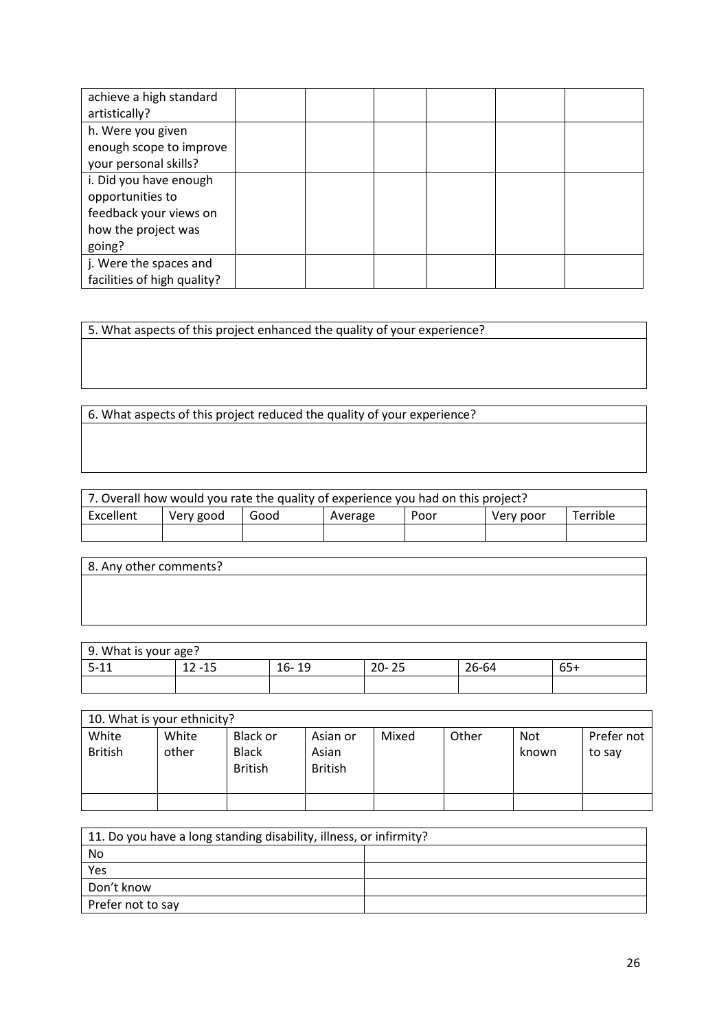| | | | | | |
|---|---|---|---|---|---|
| achieve a high standard artistically? | | | | | |
| h. Were you given enough scope to improve your personal skills? | | | | | |
| i. Did you have enough opportunities to feedback your views on how the project was going? | | | | | |
| j. Were the spaces and facilities of high quality? | | | | | |

| 5. What aspects of this project enhanced the quality of your experience? |
|---|
| |

| 6. What aspects of this project reduced the quality of your experience? |
|---|
| |

| 7. Overall how would you rate the quality of experience you had on this project? | | | | | | |
|---|---|---|---|---|---|---|
| Excellent | Very good | Good | Average | Poor | Very poor | Terrible |
| | | | | | | |

| 8. Any other comments? |
|---|
| |

| 9. What is your age? | | | | | |
|---|---|---|---|---|---|
| 5-11 | 12 -15 | 16- 19 | 20- 25 | 26-64 | 65+ |
| | | | | | |

| 10. What is your ethnicity? | | | | | | | |
|---|---|---|---|---|---|---|---|
| White British | White other | Black or Black British | Asian or Asian British | Mixed | Other | Not known | Prefer not to say |
| | | | | | | | |

| 11. Do you have a long standing disability, illness, or infirmity? | |
|---|---|
| No | |
| Yes | |
| Don't know | |
| Prefer not to say | |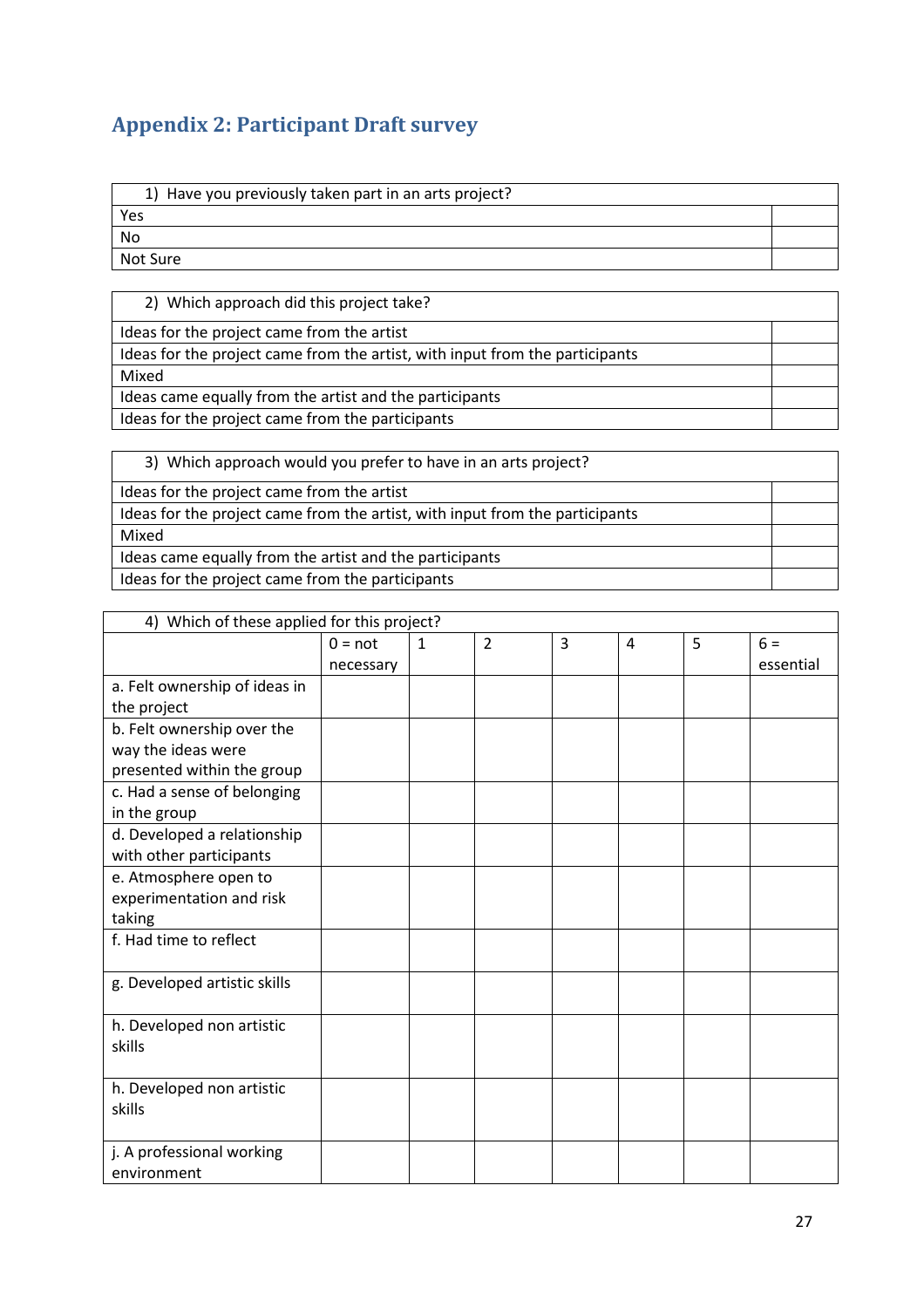## Appendix 2: Participant Draft survey

| 1) Have you previously taken part in an arts project? | |
|---|---|
| Yes | |
| No | |
| Not Sure | |

| 2) Which approach did this project take? | |
|---|---|
| Ideas for the project came from the artist | |
| Ideas for the project came from the artist, with input from the participants | |
| Mixed | |
| Ideas came equally from the artist and the participants | |
| Ideas for the project came from the participants | |

| 3) Which approach would you prefer to have in an arts project? | |
|---|---|
| Ideas for the project came from the artist | |
| Ideas for the project came from the artist, with input from the participants | |
| Mixed | |
| Ideas came equally from the artist and the participants | |
| Ideas for the project came from the participants | |

| 4) Which of these applied for this project? | | | | | | | |
|---|---|---|---|---|---|---|---|
| | 0 = not necessary | 1 | 2 | 3 | 4 | 5 | 6 = essential |
| a. Felt ownership of ideas in the project | | | | | | | |
| b. Felt ownership over the way the ideas were presented within the group | | | | | | | |
| c. Had a sense of belonging in the group | | | | | | | |
| d. Developed a relationship with other participants | | | | | | | |
| e. Atmosphere open to experimentation and risk taking | | | | | | | |
| f. Had time to reflect | | | | | | | |
| g. Developed artistic skills | | | | | | | |
| h. Developed non artistic skills | | | | | | | |
| h. Developed non artistic skills | | | | | | | |
| j. A professional working environment | | | | | | | |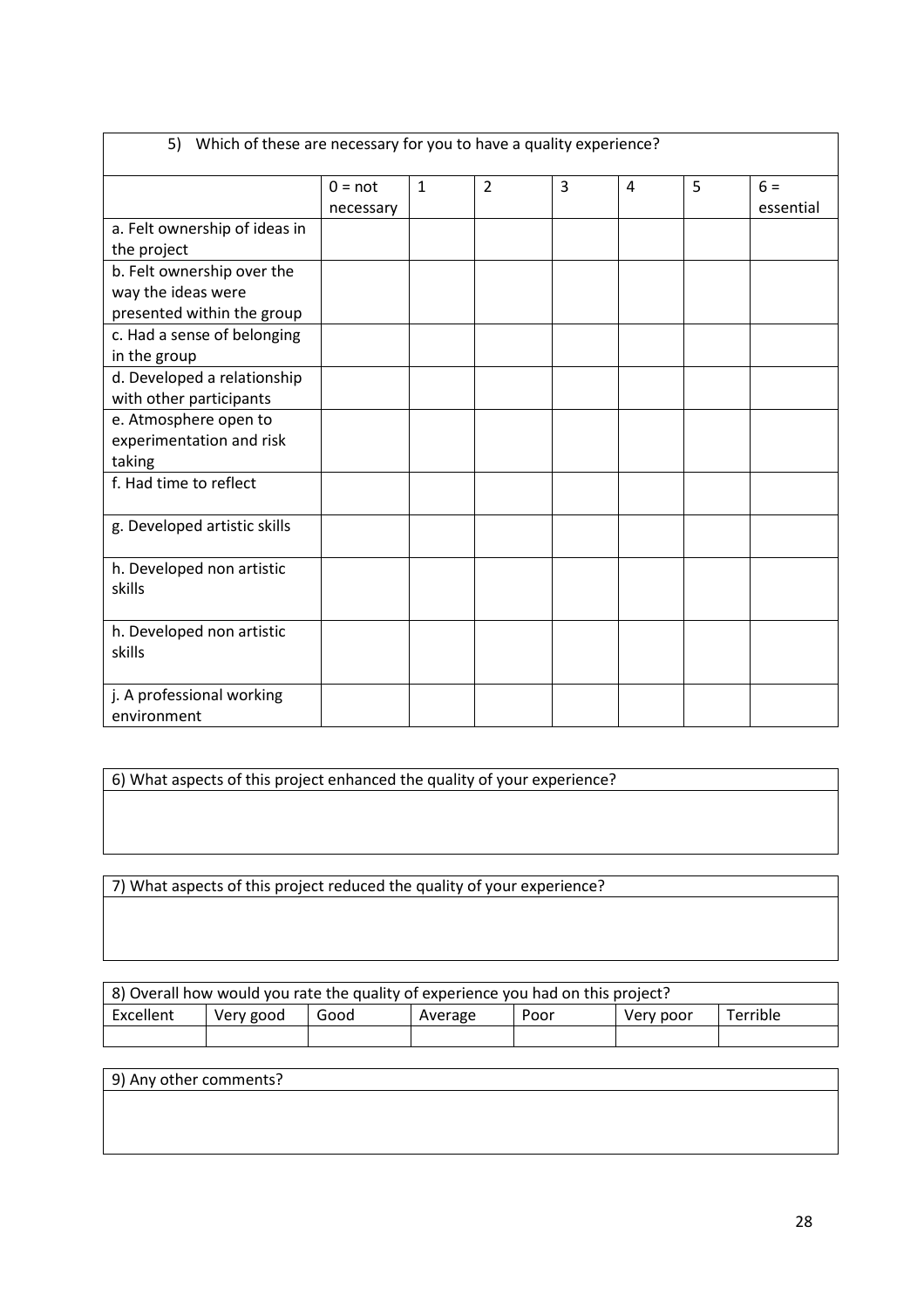| 5) Which of these are necessary for you to have a quality experience? | | | | | | | |
|---|---|---|---|---|---|---|---|
| | 0 = not necessary | 1 | 2 | 3 | 4 | 5 | 6 = essential |
| a. Felt ownership of ideas in the project | | | | | | | |
| b. Felt ownership over the way the ideas were presented within the group | | | | | | | |
| c. Had a sense of belonging in the group | | | | | | | |
| d. Developed a relationship with other participants | | | | | | | |
| e. Atmosphere open to experimentation and risk taking | | | | | | | |
| f. Had time to reflect | | | | | | | |
| g. Developed artistic skills | | | | | | | |
| h. Developed non artistic skills | | | | | | | |
| h. Developed non artistic skills | | | | | | | |
| j. A professional working environment | | | | | | | |

| 6) What aspects of this project enhanced the quality of your experience? |
|---|
| |

| 7) What aspects of this project reduced the quality of your experience? |
|---|
| |

| 8) Overall how would you rate the quality of experience you had on this project? | | | | | | |
|---|---|---|---|---|---|---|
| Excellent | Very good | Good | Average | Poor | Very poor | Terrible |
| | | | | | | |

| 9) Any other comments? |
|---|
| |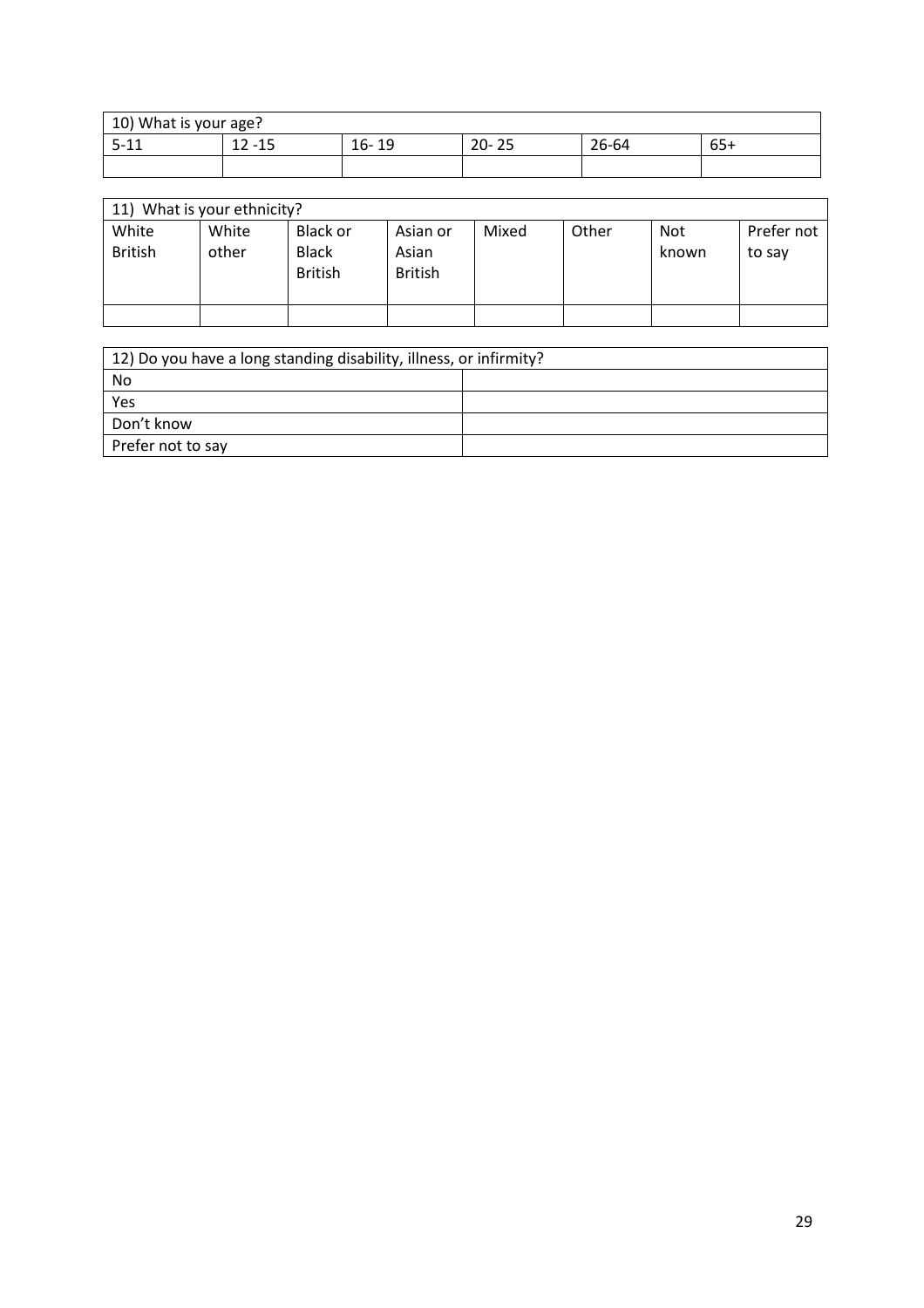| 10) What is your age? | | | | | |
|---|---|---|---|---|---|
| 5-11 | 12 -15 | 16- 19 | 20- 25 | 26-64 | 65+ |
| | | | | | |

| 11) What is your ethnicity? | | | | | | | |
|---|---|---|---|---|---|---|---|
| White British | White other | Black or Black British | Asian or Asian British | Mixed | Other | Not known | Prefer not to say |
| | | | | | | | |

| 12) Do you have a long standing disability, illness, or infirmity? | |
|---|---|
| No | |
| Yes | |
| Don't know | |
| Prefer not to say | |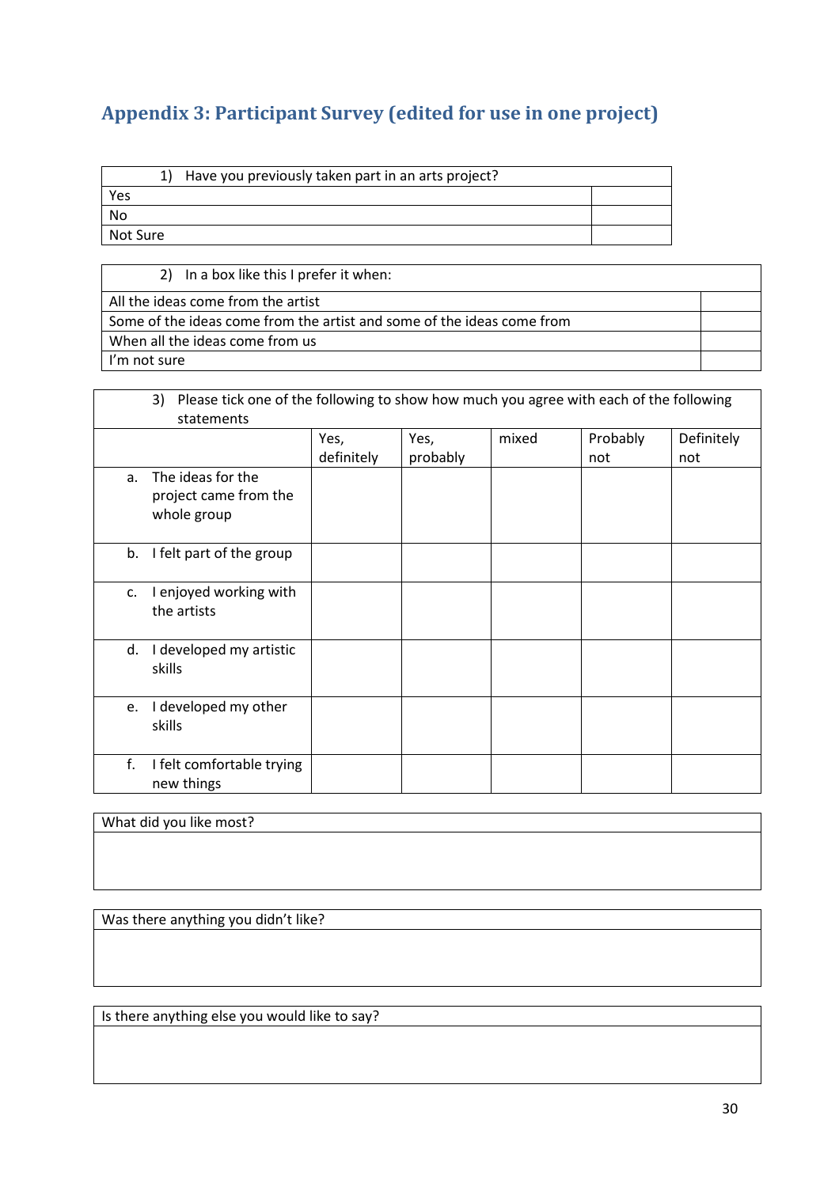## Appendix 3: Participant Survey (edited for use in one project)

| 1) Have you previously taken part in an arts project? | |
|---|---|
| Yes | |
| No | |
| Not Sure | |

| 2) In a box like this I prefer it when: | |
|---|---|
| All the ideas come from the artist | |
| Some of the ideas come from the artist and some of the ideas come from | |
| When all the ideas come from us | |
| I'm not sure | |

| 3) Please tick one of the following to show how much you agree with each of the following statements | | | | | |
|---|---|---|---|---|---|
| | Yes, definitely | Yes, probably | mixed | Probably not | Definitely not |
| a. The ideas for the project came from the whole group | | | | | |
| b. I felt part of the group | | | | | |
| c. I enjoyed working with the artists | | | | | |
| d. I developed my artistic skills | | | | | |
| e. I developed my other skills | | | | | |
| f. I felt comfortable trying new things | | | | | |

| What did you like most? |
|---|
| |

| Was there anything you didn't like? |
|---|
| |

| Is there anything else you would like to say? |
|---|
| |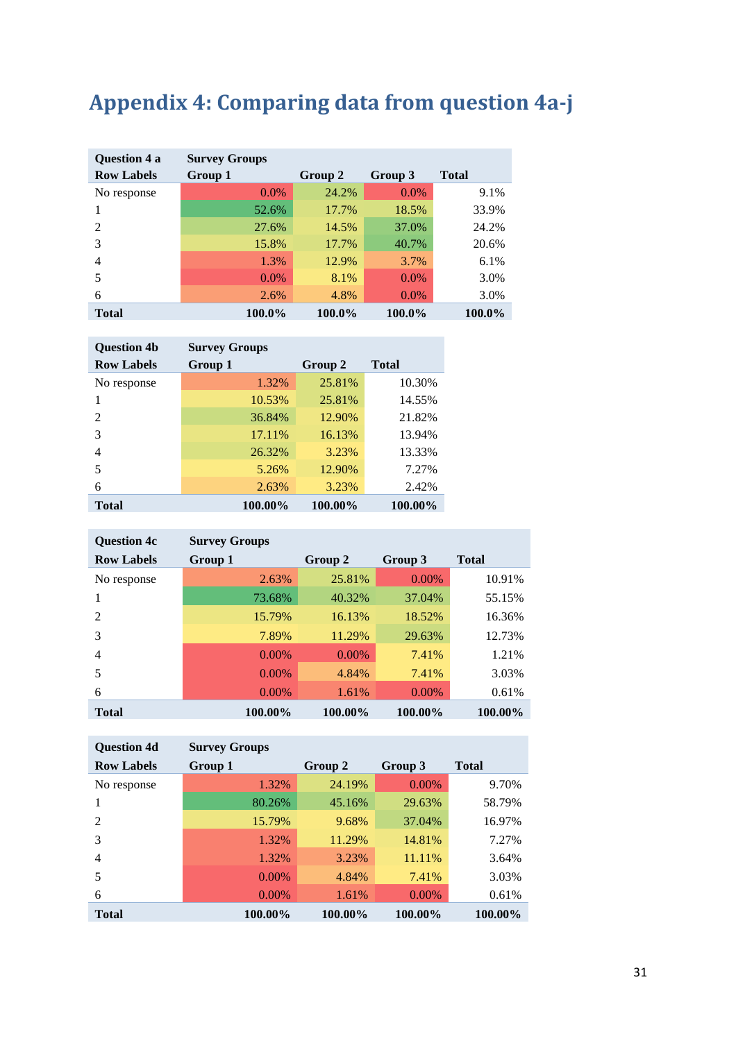# Appendix 4: Comparing data from question 4a-j

| Question 4 a | Survey Groups | | | |
|---|---|---|---|---|
| **Row Labels** | **Group 1** | **Group 2** | **Group 3** | **Total** |
| No response | 0.0% | 24.2% | 0.0% | 9.1% |
| 1 | 52.6% | 17.7% | 18.5% | 33.9% |
| 2 | 27.6% | 14.5% | 37.0% | 24.2% |
| 3 | 15.8% | 17.7% | 40.7% | 20.6% |
| 4 | 1.3% | 12.9% | 3.7% | 6.1% |
| 5 | 0.0% | 8.1% | 0.0% | 3.0% |
| 6 | 2.6% | 4.8% | 0.0% | 3.0% |
| **Total** | **100.0%** | **100.0%** | **100.0%** | **100.0%** |

| Question 4b | Survey Groups | | |
|---|---|---|---|
| **Row Labels** | **Group 1** | **Group 2** | **Total** |
| No response | 1.32% | 25.81% | 10.30% |
| 1 | 10.53% | 25.81% | 14.55% |
| 2 | 36.84% | 12.90% | 21.82% |
| 3 | 17.11% | 16.13% | 13.94% |
| 4 | 26.32% | 3.23% | 13.33% |
| 5 | 5.26% | 12.90% | 7.27% |
| 6 | 2.63% | 3.23% | 2.42% |
| **Total** | **100.00%** | **100.00%** | **100.00%** |

| Question 4c | Survey Groups | | | |
|---|---|---|---|---|
| **Row Labels** | **Group 1** | **Group 2** | **Group 3** | **Total** |
| No response | 2.63% | 25.81% | 0.00% | 10.91% |
| 1 | 73.68% | 40.32% | 37.04% | 55.15% |
| 2 | 15.79% | 16.13% | 18.52% | 16.36% |
| 3 | 7.89% | 11.29% | 29.63% | 12.73% |
| 4 | 0.00% | 0.00% | 7.41% | 1.21% |
| 5 | 0.00% | 4.84% | 7.41% | 3.03% |
| 6 | 0.00% | 1.61% | 0.00% | 0.61% |
| **Total** | **100.00%** | **100.00%** | **100.00%** | **100.00%** |

| Question 4d | Survey Groups | | | |
|---|---|---|---|---|
| **Row Labels** | **Group 1** | **Group 2** | **Group 3** | **Total** |
| No response | 1.32% | 24.19% | 0.00% | 9.70% |
| 1 | 80.26% | 45.16% | 29.63% | 58.79% |
| 2 | 15.79% | 9.68% | 37.04% | 16.97% |
| 3 | 1.32% | 11.29% | 14.81% | 7.27% |
| 4 | 1.32% | 3.23% | 11.11% | 3.64% |
| 5 | 0.00% | 4.84% | 7.41% | 3.03% |
| 6 | 0.00% | 1.61% | 0.00% | 0.61% |
| **Total** | **100.00%** | **100.00%** | **100.00%** | **100.00%** |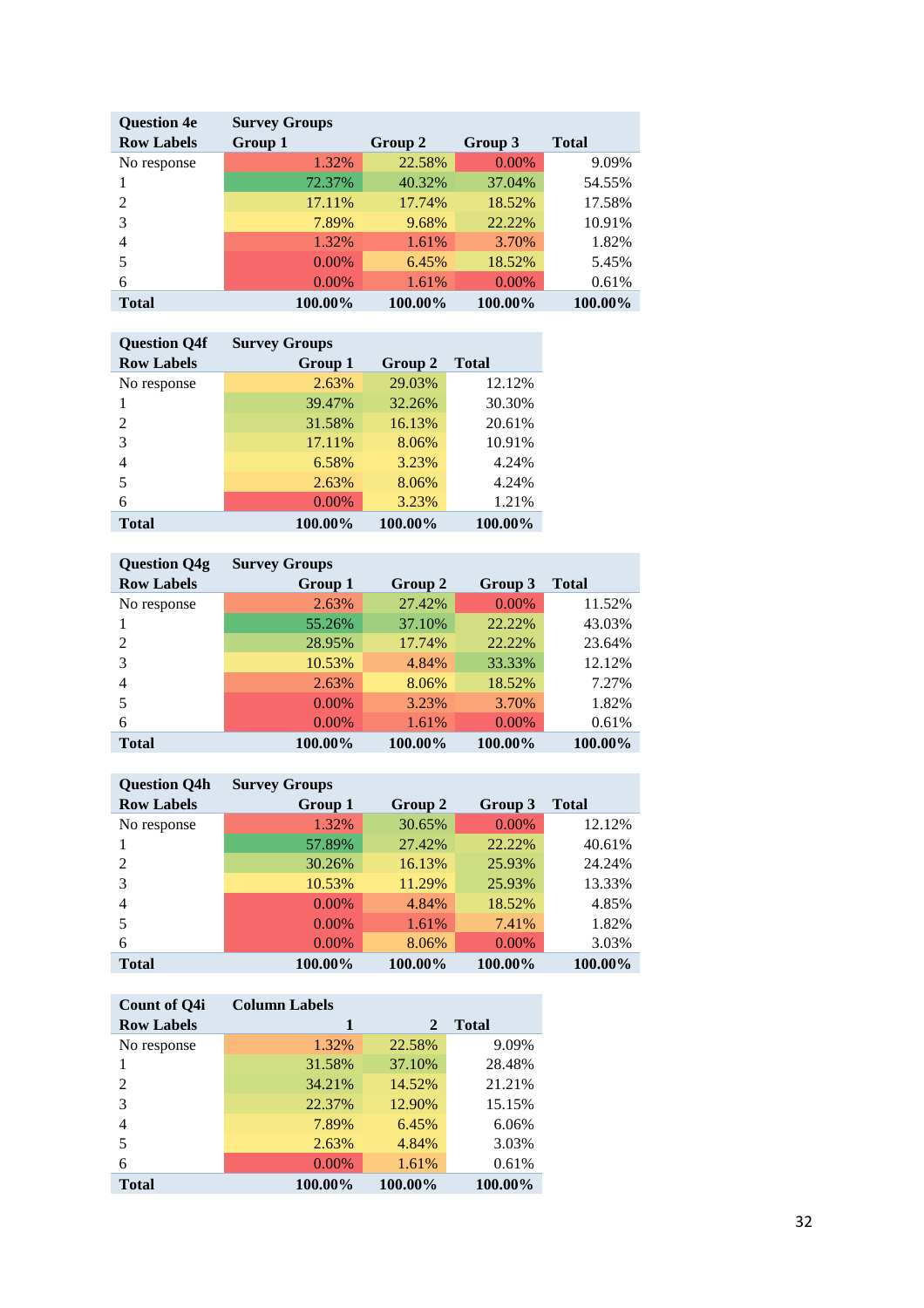| Question 4e | Survey Groups | | | |
|---|---|---|---|---|
| Row Labels | Group 1 | Group 2 | Group 3 | Total |
| No response | 1.32% | 22.58% | 0.00% | 9.09% |
| 1 | 72.37% | 40.32% | 37.04% | 54.55% |
| 2 | 17.11% | 17.74% | 18.52% | 17.58% |
| 3 | 7.89% | 9.68% | 22.22% | 10.91% |
| 4 | 1.32% | 1.61% | 3.70% | 1.82% |
| 5 | 0.00% | 6.45% | 18.52% | 5.45% |
| 6 | 0.00% | 1.61% | 0.00% | 0.61% |
| **Total** | **100.00%** | **100.00%** | **100.00%** | **100.00%** |

| Question Q4f | Survey Groups | | |
|---|---|---|---|
| Row Labels | Group 1 | Group 2 | Total |
| No response | 2.63% | 29.03% | 12.12% |
| 1 | 39.47% | 32.26% | 30.30% |
| 2 | 31.58% | 16.13% | 20.61% |
| 3 | 17.11% | 8.06% | 10.91% |
| 4 | 6.58% | 3.23% | 4.24% |
| 5 | 2.63% | 8.06% | 4.24% |
| 6 | 0.00% | 3.23% | 1.21% |
| **Total** | **100.00%** | **100.00%** | **100.00%** |

| Question Q4g | Survey Groups | | | |
|---|---|---|---|---|
| Row Labels | Group 1 | Group 2 | Group 3 | Total |
| No response | 2.63% | 27.42% | 0.00% | 11.52% |
| 1 | 55.26% | 37.10% | 22.22% | 43.03% |
| 2 | 28.95% | 17.74% | 22.22% | 23.64% |
| 3 | 10.53% | 4.84% | 33.33% | 12.12% |
| 4 | 2.63% | 8.06% | 18.52% | 7.27% |
| 5 | 0.00% | 3.23% | 3.70% | 1.82% |
| 6 | 0.00% | 1.61% | 0.00% | 0.61% |
| **Total** | **100.00%** | **100.00%** | **100.00%** | **100.00%** |

| Question Q4h | Survey Groups | | | |
|---|---|---|---|---|
| Row Labels | Group 1 | Group 2 | Group 3 | Total |
| No response | 1.32% | 30.65% | 0.00% | 12.12% |
| 1 | 57.89% | 27.42% | 22.22% | 40.61% |
| 2 | 30.26% | 16.13% | 25.93% | 24.24% |
| 3 | 10.53% | 11.29% | 25.93% | 13.33% |
| 4 | 0.00% | 4.84% | 18.52% | 4.85% |
| 5 | 0.00% | 1.61% | 7.41% | 1.82% |
| 6 | 0.00% | 8.06% | 0.00% | 3.03% |
| **Total** | **100.00%** | **100.00%** | **100.00%** | **100.00%** |

| Count of Q4i | Column Labels | | |
|---|---|---|---|
| Row Labels | 1 | 2 | Total |
| No response | 1.32% | 22.58% | 9.09% |
| 1 | 31.58% | 37.10% | 28.48% |
| 2 | 34.21% | 14.52% | 21.21% |
| 3 | 22.37% | 12.90% | 15.15% |
| 4 | 7.89% | 6.45% | 6.06% |
| 5 | 2.63% | 4.84% | 3.03% |
| 6 | 0.00% | 1.61% | 0.61% |
| **Total** | **100.00%** | **100.00%** | **100.00%** |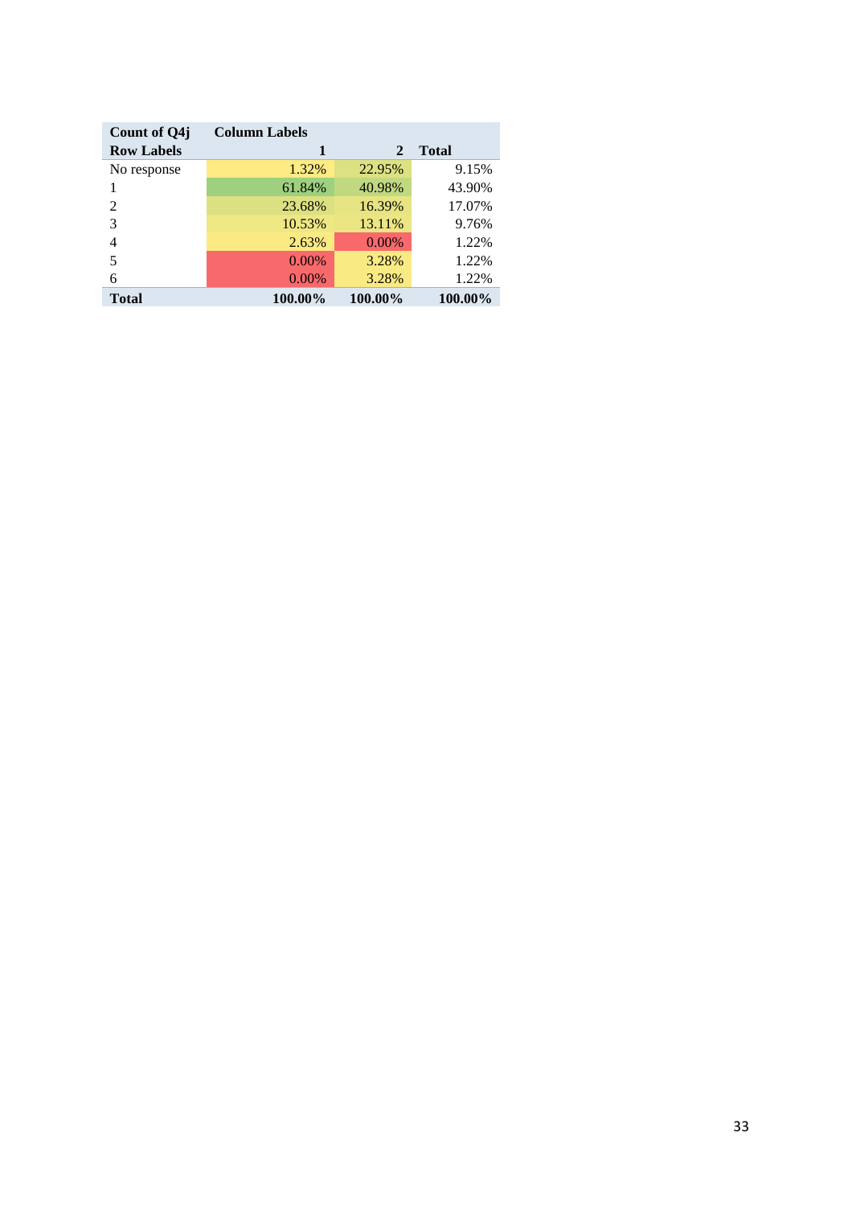| Count of Q4j | Column Labels | | |
|---|---|---|---|
| Row Labels | 1 | 2 | Total |
| No response | 1.32% | 22.95% | 9.15% |
| 1 | 61.84% | 40.98% | 43.90% |
| 2 | 23.68% | 16.39% | 17.07% |
| 3 | 10.53% | 13.11% | 9.76% |
| 4 | 2.63% | 0.00% | 1.22% |
| 5 | 0.00% | 3.28% | 1.22% |
| 6 | 0.00% | 3.28% | 1.22% |
| **Total** | **100.00%** | **100.00%** | **100.00%** |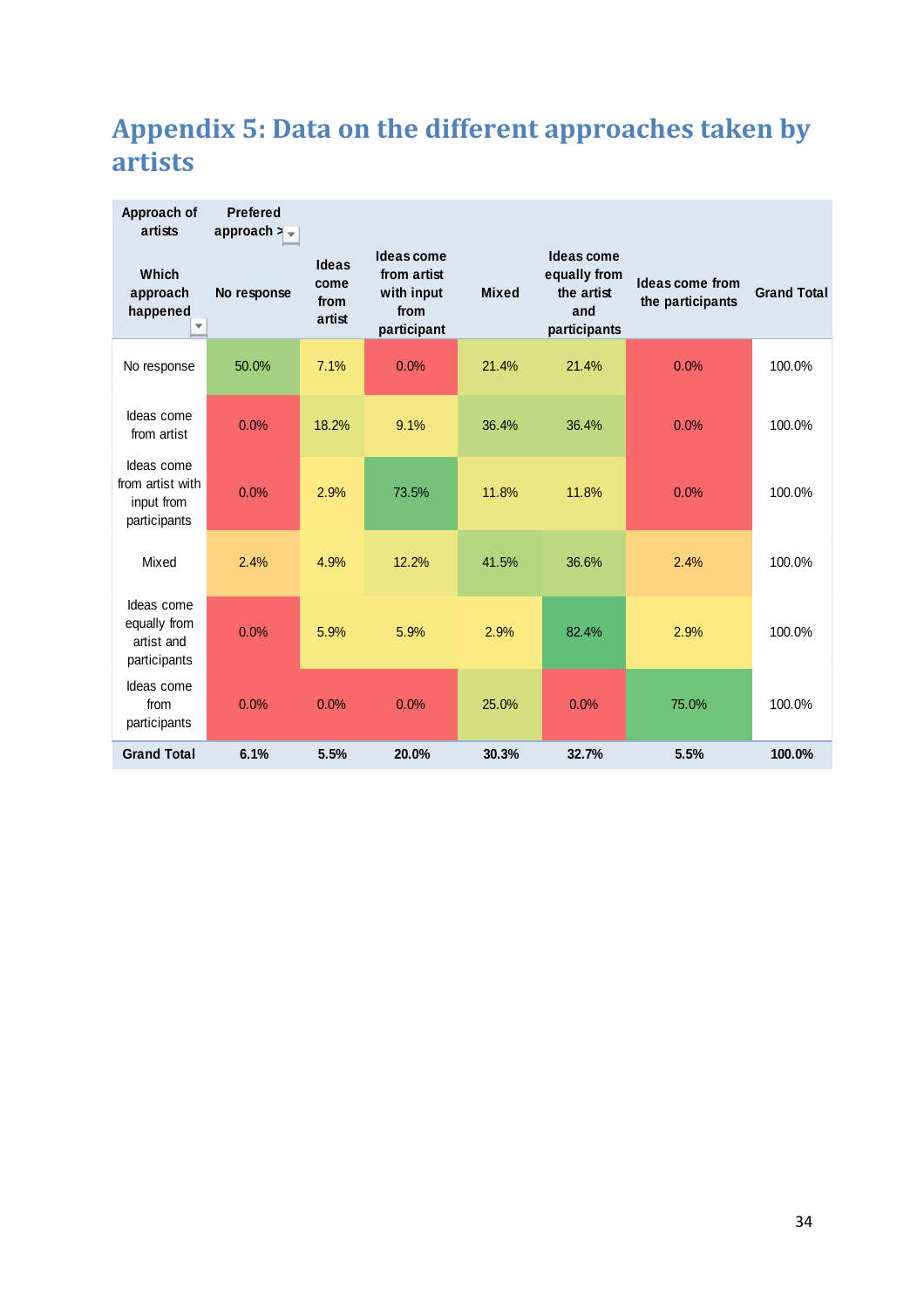# Appendix 5: Data on the different approaches taken by artists

| Approach of artists<br><br>Which approach happened | Prefered approach ><br><br>No response | Ideas come from artist | Ideas come from artist with input from participant | Mixed | Ideas come equally from the artist and participants | Ideas come from the participants | Grand Total |
|---|---|---|---|---|---|---|---|
| No response | 50.0% | 7.1% | 0.0% | 21.4% | 21.4% | 0.0% | 100.0% |
| Ideas come from artist | 0.0% | 18.2% | 9.1% | 36.4% | 36.4% | 0.0% | 100.0% |
| Ideas come from artist with input from participants | 0.0% | 2.9% | 73.5% | 11.8% | 11.8% | 0.0% | 100.0% |
| Mixed | 2.4% | 4.9% | 12.2% | 41.5% | 36.6% | 2.4% | 100.0% |
| Ideas come equally from artist and participants | 0.0% | 5.9% | 5.9% | 2.9% | 82.4% | 2.9% | 100.0% |
| Ideas come from participants | 0.0% | 0.0% | 0.0% | 25.0% | 0.0% | 75.0% | 100.0% |
| **Grand Total** | **6.1%** | **5.5%** | **20.0%** | **30.3%** | **32.7%** | **5.5%** | **100.0%** |